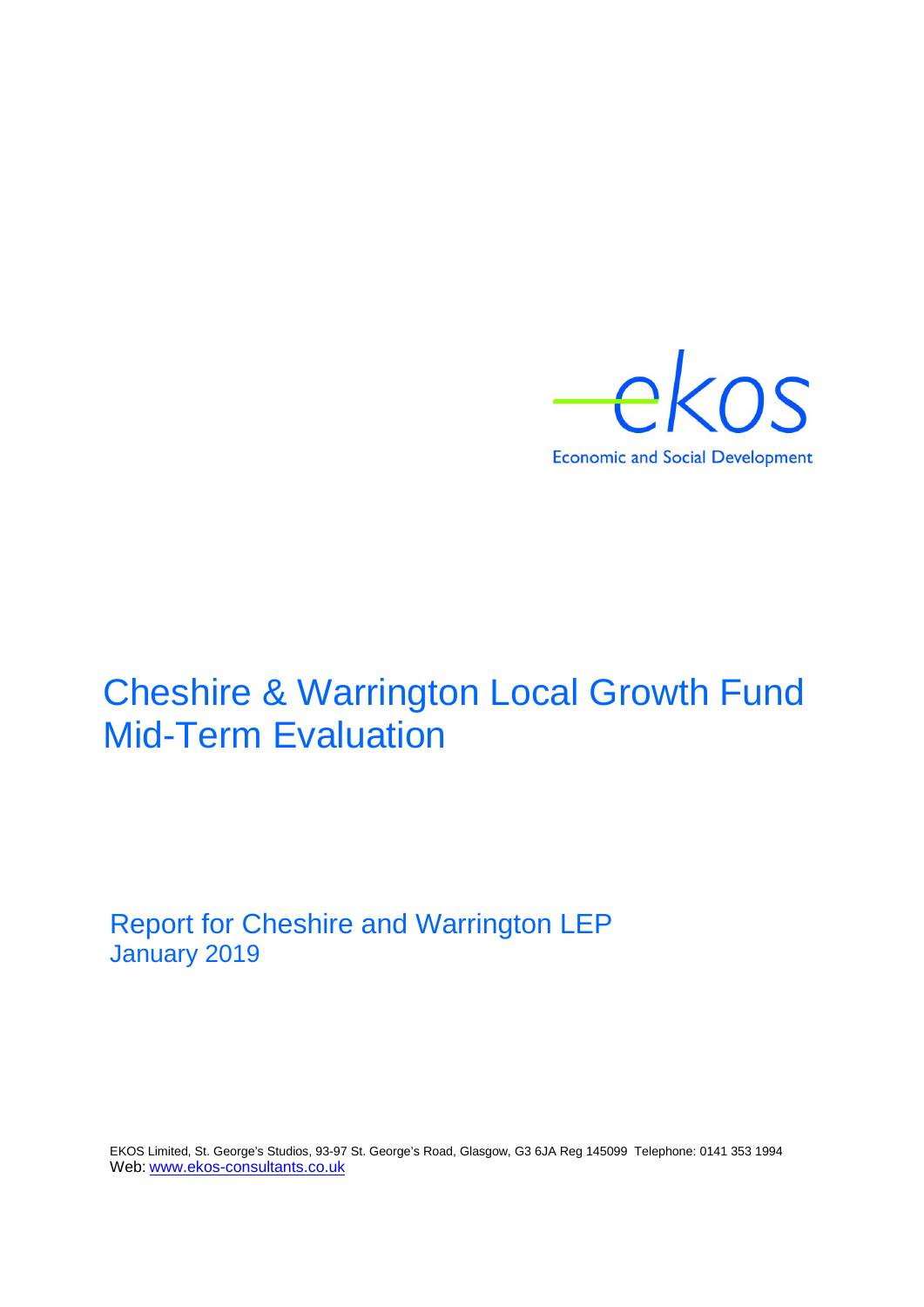ekos

Economic and Social Development

# Cheshire & Warrington Local Growth Fund Mid-Term Evaluation

Report for Cheshire and Warrington LEP
January 2019

EKOS Limited, St. George's Studios, 93-97 St. George's Road, Glasgow, G3 6JA Reg 145099 Telephone: 0141 353 1994
Web: www.ekos-consultants.co.uk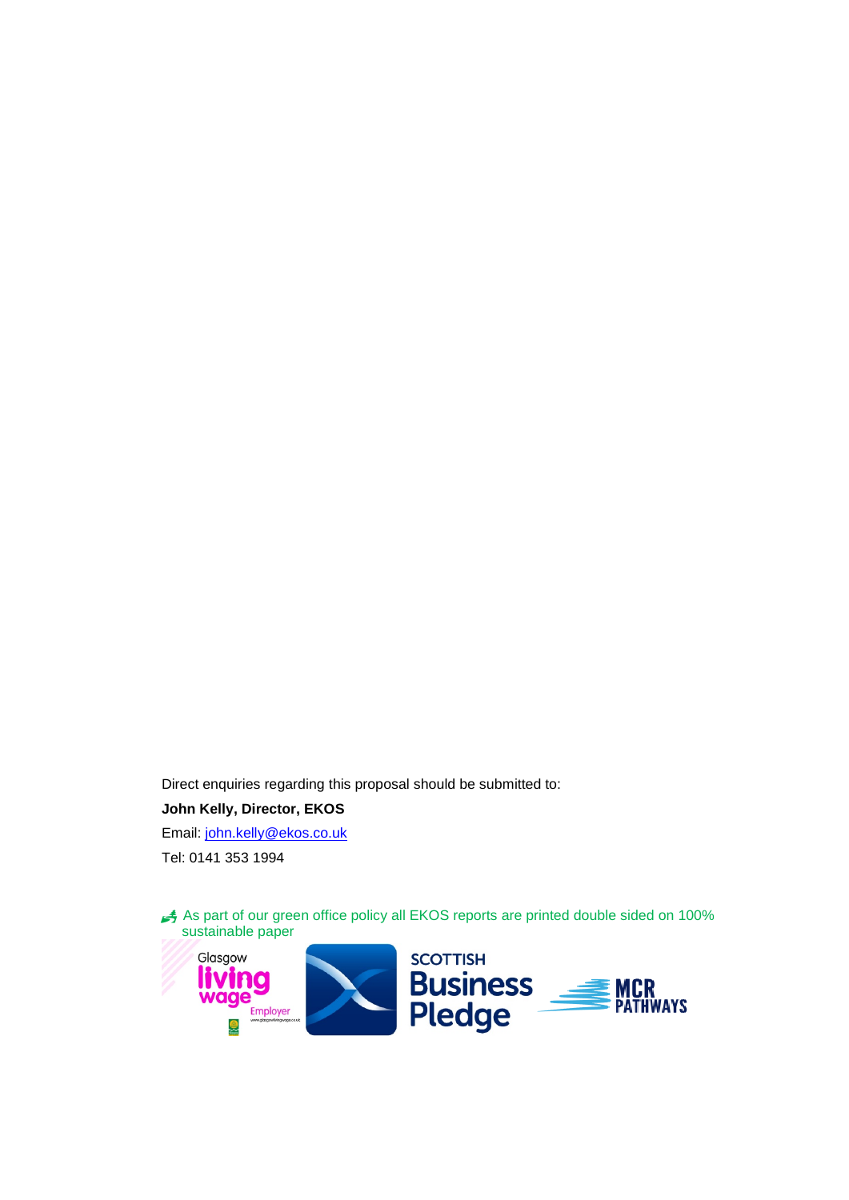Direct enquiries regarding this proposal should be submitted to:

**John Kelly, Director, EKOS**

Email: john.kelly@ekos.co.uk

Tel: 0141 353 1994

As part of our green office policy all EKOS reports are printed double sided on 100% sustainable paper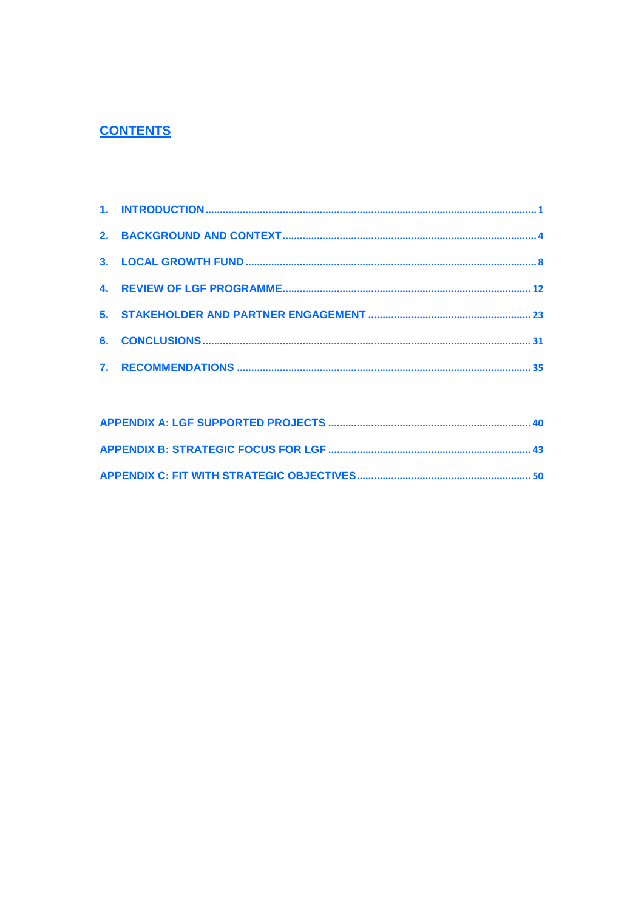# CONTENTS

1. INTRODUCTION .......... 1
2. BACKGROUND AND CONTEXT .......... 4
3. LOCAL GROWTH FUND .......... 8
4. REVIEW OF LGF PROGRAMME .......... 12
5. STAKEHOLDER AND PARTNER ENGAGEMENT .......... 23
6. CONCLUSIONS .......... 31
7. RECOMMENDATIONS .......... 35

APPENDIX A: LGF SUPPORTED PROJECTS .......... 40

APPENDIX B: STRATEGIC FOCUS FOR LGF .......... 43

APPENDIX C: FIT WITH STRATEGIC OBJECTIVES .......... 50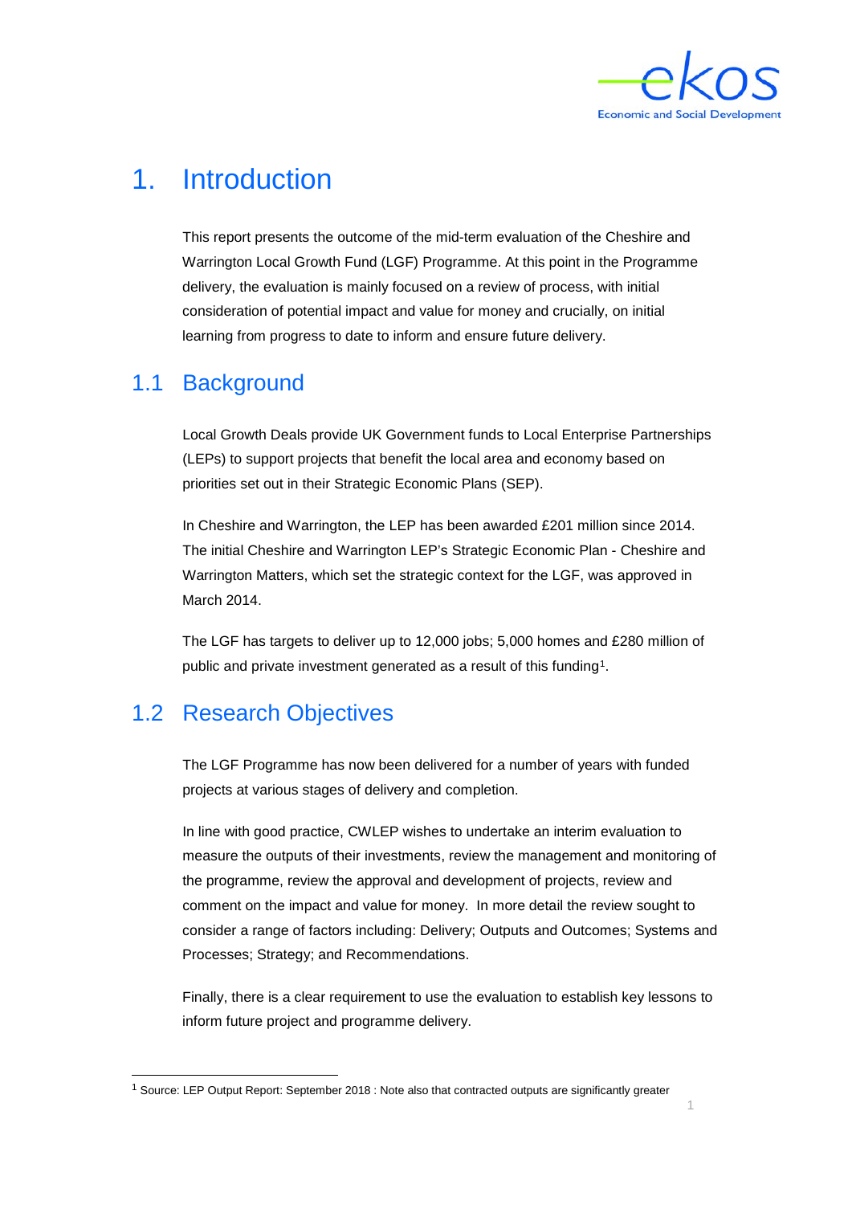# 1. Introduction

This report presents the outcome of the mid-term evaluation of the Cheshire and Warrington Local Growth Fund (LGF) Programme. At this point in the Programme delivery, the evaluation is mainly focused on a review of process, with initial consideration of potential impact and value for money and crucially, on initial learning from progress to date to inform and ensure future delivery.

## 1.1 Background

Local Growth Deals provide UK Government funds to Local Enterprise Partnerships (LEPs) to support projects that benefit the local area and economy based on priorities set out in their Strategic Economic Plans (SEP).

In Cheshire and Warrington, the LEP has been awarded £201 million since 2014. The initial Cheshire and Warrington LEP's Strategic Economic Plan - Cheshire and Warrington Matters, which set the strategic context for the LGF, was approved in March 2014.

The LGF has targets to deliver up to 12,000 jobs; 5,000 homes and £280 million of public and private investment generated as a result of this funding[1].

## 1.2 Research Objectives

The LGF Programme has now been delivered for a number of years with funded projects at various stages of delivery and completion.

In line with good practice, CWLEP wishes to undertake an interim evaluation to measure the outputs of their investments, review the management and monitoring of the programme, review the approval and development of projects, review and comment on the impact and value for money. In more detail the review sought to consider a range of factors including: Delivery; Outputs and Outcomes; Systems and Processes; Strategy; and Recommendations.

Finally, there is a clear requirement to use the evaluation to establish key lessons to inform future project and programme delivery.

[1] Source: LEP Output Report: September 2018 : Note also that contracted outputs are significantly greater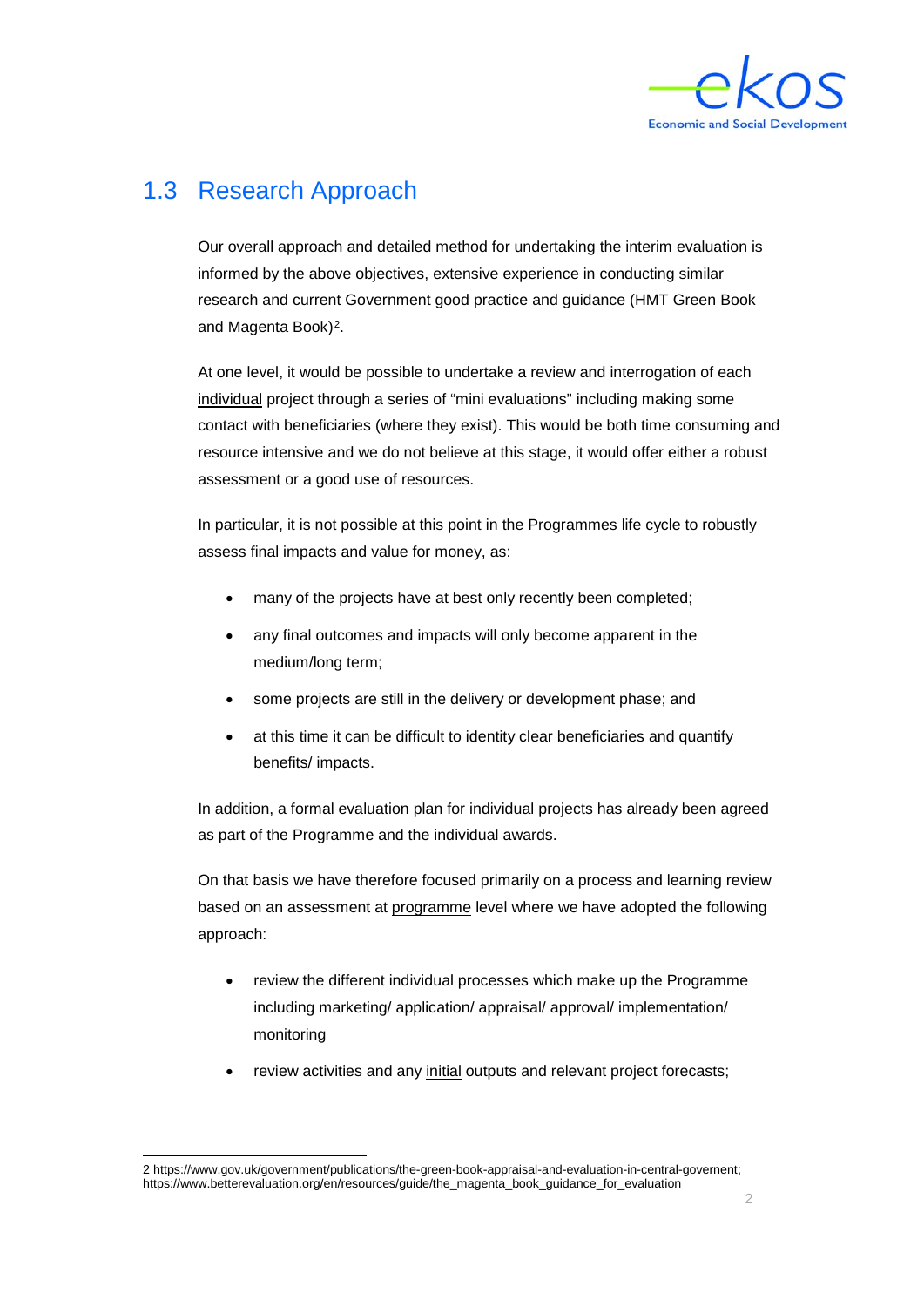## 1.3 Research Approach

Our overall approach and detailed method for undertaking the interim evaluation is informed by the above objectives, extensive experience in conducting similar research and current Government good practice and guidance (HMT Green Book and Magenta Book)[2].

At one level, it would be possible to undertake a review and interrogation of each individual project through a series of "mini evaluations" including making some contact with beneficiaries (where they exist). This would be both time consuming and resource intensive and we do not believe at this stage, it would offer either a robust assessment or a good use of resources.

In particular, it is not possible at this point in the Programmes life cycle to robustly assess final impacts and value for money, as:

- many of the projects have at best only recently been completed;
- any final outcomes and impacts will only become apparent in the medium/long term;
- some projects are still in the delivery or development phase; and
- at this time it can be difficult to identity clear beneficiaries and quantify benefits/ impacts.

In addition, a formal evaluation plan for individual projects has already been agreed as part of the Programme and the individual awards.

On that basis we have therefore focused primarily on a process and learning review based on an assessment at programme level where we have adopted the following approach:

- review the different individual processes which make up the Programme including marketing/ application/ appraisal/ approval/ implementation/ monitoring
- review activities and any initial outputs and relevant project forecasts;

2 https://www.gov.uk/government/publications/the-green-book-appraisal-and-evaluation-in-central-governent; https://www.betterevaluation.org/en/resources/guide/the_magenta_book_guidance_for_evaluation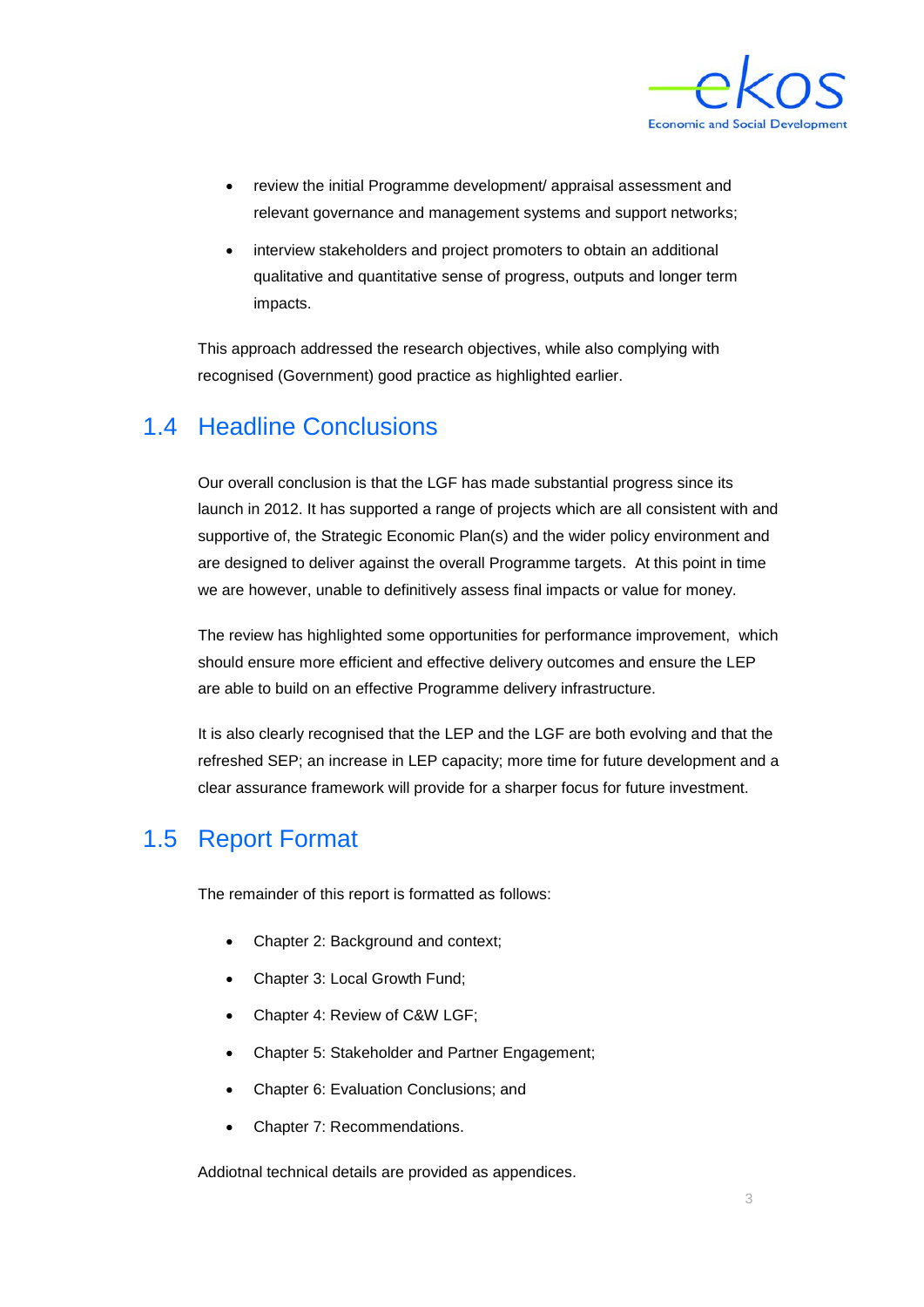- review the initial Programme development/ appraisal assessment and relevant governance and management systems and support networks;
- interview stakeholders and project promoters to obtain an additional qualitative and quantitative sense of progress, outputs and longer term impacts.

This approach addressed the research objectives, while also complying with recognised (Government) good practice as highlighted earlier.

## 1.4 Headline Conclusions

Our overall conclusion is that the LGF has made substantial progress since its launch in 2012. It has supported a range of projects which are all consistent with and supportive of, the Strategic Economic Plan(s) and the wider policy environment and are designed to deliver against the overall Programme targets. At this point in time we are however, unable to definitively assess final impacts or value for money.

The review has highlighted some opportunities for performance improvement, which should ensure more efficient and effective delivery outcomes and ensure the LEP are able to build on an effective Programme delivery infrastructure.

It is also clearly recognised that the LEP and the LGF are both evolving and that the refreshed SEP; an increase in LEP capacity; more time for future development and a clear assurance framework will provide for a sharper focus for future investment.

## 1.5 Report Format

The remainder of this report is formatted as follows:

- Chapter 2: Background and context;
- Chapter 3: Local Growth Fund;
- Chapter 4: Review of C&W LGF;
- Chapter 5: Stakeholder and Partner Engagement;
- Chapter 6: Evaluation Conclusions; and
- Chapter 7: Recommendations.

Addiotnal technical details are provided as appendices.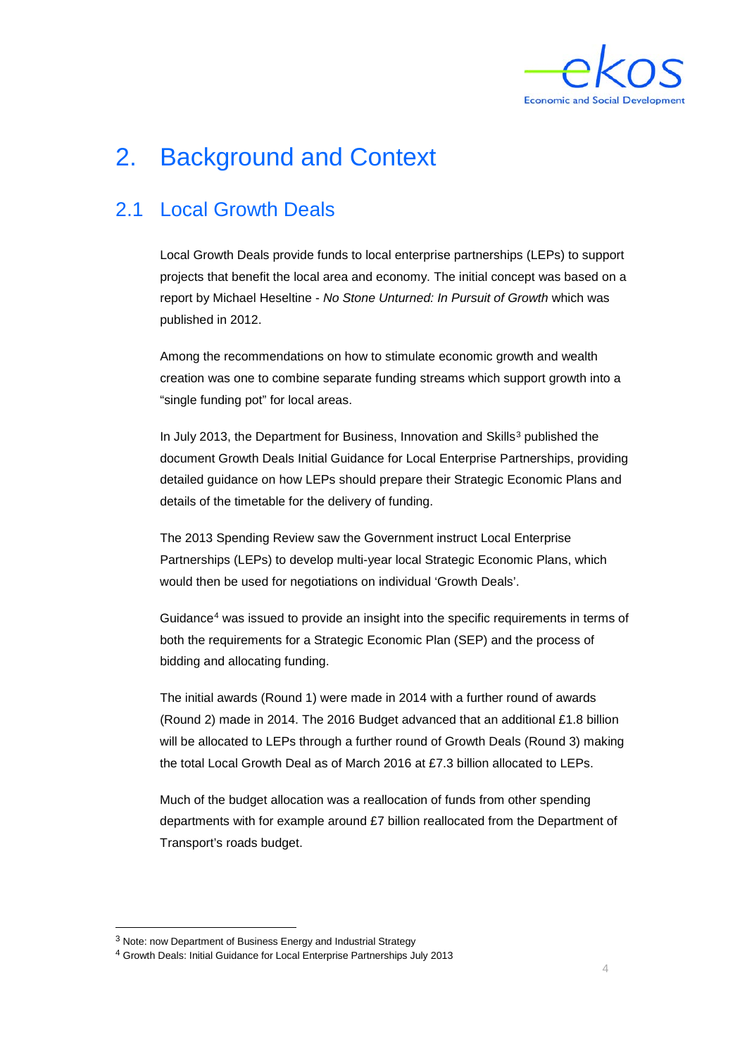# 2. Background and Context

## 2.1 Local Growth Deals

Local Growth Deals provide funds to local enterprise partnerships (LEPs) to support projects that benefit the local area and economy. The initial concept was based on a report by Michael Heseltine - *No Stone Unturned: In Pursuit of Growth* which was published in 2012.

Among the recommendations on how to stimulate economic growth and wealth creation was one to combine separate funding streams which support growth into a "single funding pot" for local areas.

In July 2013, the Department for Business, Innovation and Skills[3] published the document Growth Deals Initial Guidance for Local Enterprise Partnerships, providing detailed guidance on how LEPs should prepare their Strategic Economic Plans and details of the timetable for the delivery of funding.

The 2013 Spending Review saw the Government instruct Local Enterprise Partnerships (LEPs) to develop multi-year local Strategic Economic Plans, which would then be used for negotiations on individual 'Growth Deals'.

Guidance[4] was issued to provide an insight into the specific requirements in terms of both the requirements for a Strategic Economic Plan (SEP) and the process of bidding and allocating funding.

The initial awards (Round 1) were made in 2014 with a further round of awards (Round 2) made in 2014. The 2016 Budget advanced that an additional £1.8 billion will be allocated to LEPs through a further round of Growth Deals (Round 3) making the total Local Growth Deal as of March 2016 at £7.3 billion allocated to LEPs.

Much of the budget allocation was a reallocation of funds from other spending departments with for example around £7 billion reallocated from the Department of Transport's roads budget.

[3] Note: now Department of Business Energy and Industrial Strategy

[4] Growth Deals: Initial Guidance for Local Enterprise Partnerships July 2013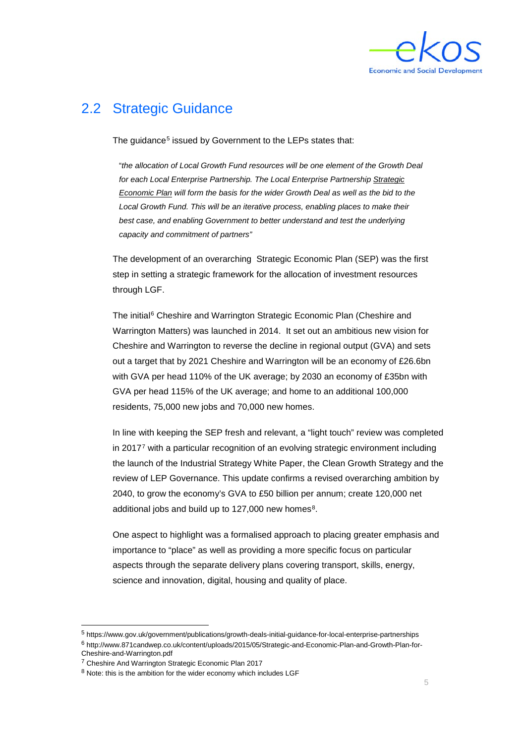## 2.2 Strategic Guidance

The guidance[5] issued by Government to the LEPs states that:

> "*the allocation of Local Growth Fund resources will be one element of the Growth Deal for each Local Enterprise Partnership. The Local Enterprise Partnership Strategic Economic Plan will form the basis for the wider Growth Deal as well as the bid to the Local Growth Fund. This will be an iterative process, enabling places to make their best case, and enabling Government to better understand and test the underlying capacity and commitment of partners*"

The development of an overarching Strategic Economic Plan (SEP) was the first step in setting a strategic framework for the allocation of investment resources through LGF.

The initial[6] Cheshire and Warrington Strategic Economic Plan (Cheshire and Warrington Matters) was launched in 2014. It set out an ambitious new vision for Cheshire and Warrington to reverse the decline in regional output (GVA) and sets out a target that by 2021 Cheshire and Warrington will be an economy of £26.6bn with GVA per head 110% of the UK average; by 2030 an economy of £35bn with GVA per head 115% of the UK average; and home to an additional 100,000 residents, 75,000 new jobs and 70,000 new homes.

In line with keeping the SEP fresh and relevant, a "light touch" review was completed in 2017[7] with a particular recognition of an evolving strategic environment including the launch of the Industrial Strategy White Paper, the Clean Growth Strategy and the review of LEP Governance. This update confirms a revised overarching ambition by 2040, to grow the economy's GVA to £50 billion per annum; create 120,000 net additional jobs and build up to 127,000 new homes[8].

One aspect to highlight was a formalised approach to placing greater emphasis and importance to "place" as well as providing a more specific focus on particular aspects through the separate delivery plans covering transport, skills, energy, science and innovation, digital, housing and quality of place.

---

[5] https://www.gov.uk/government/publications/growth-deals-initial-guidance-for-local-enterprise-partnerships

[6] http://www.871candwep.co.uk/content/uploads/2015/05/Strategic-and-Economic-Plan-and-Growth-Plan-for-Cheshire-and-Warrington.pdf

[7] Cheshire And Warrington Strategic Economic Plan 2017

[8] Note: this is the ambition for the wider economy which includes LGF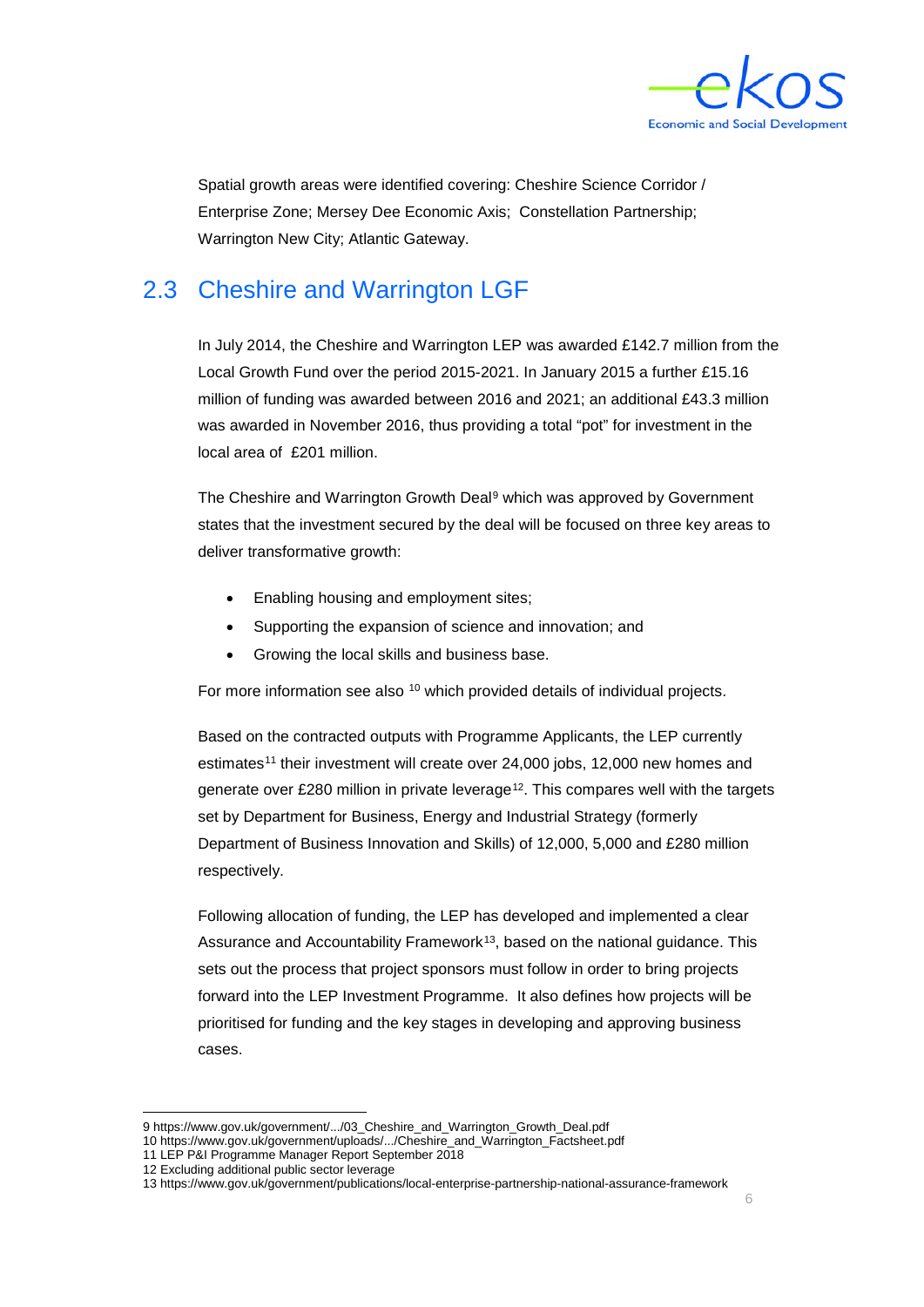Spatial growth areas were identified covering: Cheshire Science Corridor / Enterprise Zone; Mersey Dee Economic Axis; Constellation Partnership; Warrington New City; Atlantic Gateway.

## 2.3 Cheshire and Warrington LGF

In July 2014, the Cheshire and Warrington LEP was awarded £142.7 million from the Local Growth Fund over the period 2015-2021. In January 2015 a further £15.16 million of funding was awarded between 2016 and 2021; an additional £43.3 million was awarded in November 2016, thus providing a total "pot" for investment in the local area of £201 million.

The Cheshire and Warrington Growth Deal[9] which was approved by Government states that the investment secured by the deal will be focused on three key areas to deliver transformative growth:

- Enabling housing and employment sites;
- Supporting the expansion of science and innovation; and
- Growing the local skills and business base.

For more information see also [10] which provided details of individual projects.

Based on the contracted outputs with Programme Applicants, the LEP currently estimates[11] their investment will create over 24,000 jobs, 12,000 new homes and generate over £280 million in private leverage[12]. This compares well with the targets set by Department for Business, Energy and Industrial Strategy (formerly Department of Business Innovation and Skills) of 12,000, 5,000 and £280 million respectively.

Following allocation of funding, the LEP has developed and implemented a clear Assurance and Accountability Framework[13], based on the national guidance. This sets out the process that project sponsors must follow in order to bring projects forward into the LEP Investment Programme. It also defines how projects will be prioritised for funding and the key stages in developing and approving business cases.

---

9 https://www.gov.uk/government/.../03_Cheshire_and_Warrington_Growth_Deal.pdf
10 https://www.gov.uk/government/uploads/.../Cheshire_and_Warrington_Factsheet.pdf
11 LEP P&I Programme Manager Report September 2018
12 Excluding additional public sector leverage
13 https://www.gov.uk/government/publications/local-enterprise-partnership-national-assurance-framework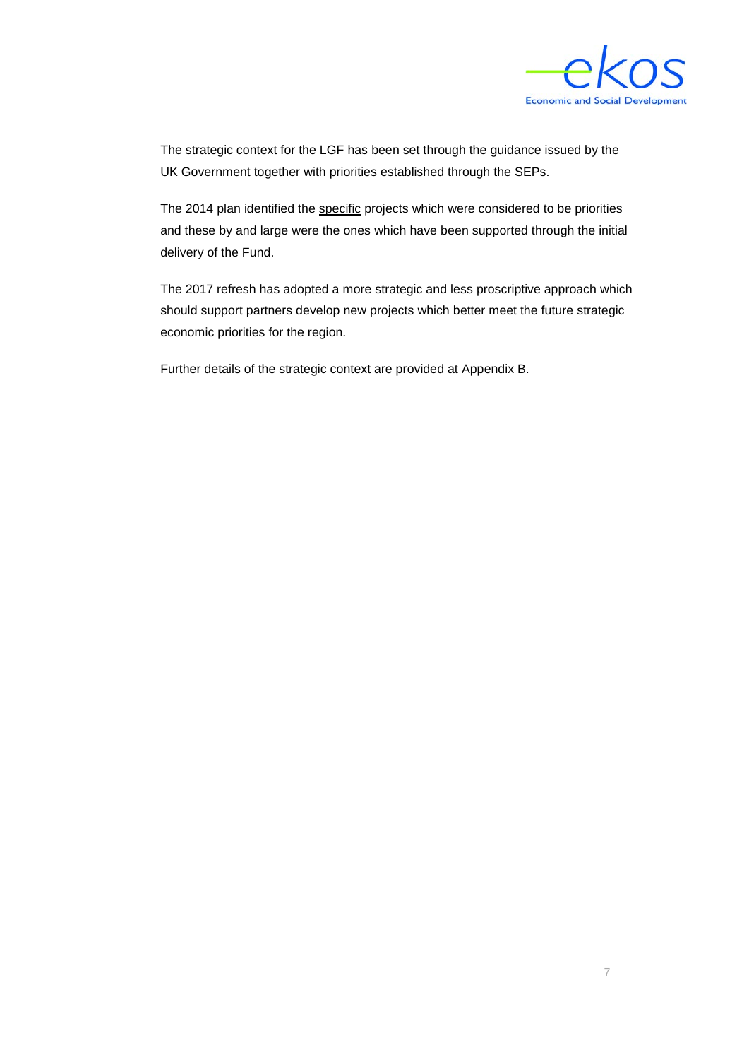The strategic context for the LGF has been set through the guidance issued by the UK Government together with priorities established through the SEPs.

The 2014 plan identified the <u>specific</u> projects which were considered to be priorities and these by and large were the ones which have been supported through the initial delivery of the Fund.

The 2017 refresh has adopted a more strategic and less proscriptive approach which should support partners develop new projects which better meet the future strategic economic priorities for the region.

Further details of the strategic context are provided at Appendix B.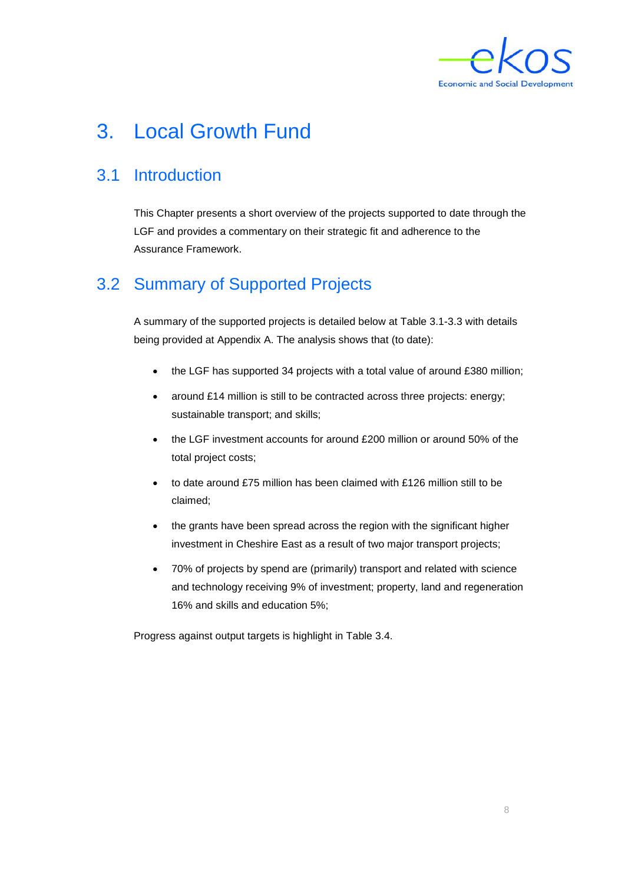# 3. Local Growth Fund

## 3.1 Introduction

This Chapter presents a short overview of the projects supported to date through the LGF and provides a commentary on their strategic fit and adherence to the Assurance Framework.

## 3.2 Summary of Supported Projects

A summary of the supported projects is detailed below at Table 3.1-3.3 with details being provided at Appendix A. The analysis shows that (to date):

- the LGF has supported 34 projects with a total value of around £380 million;
- around £14 million is still to be contracted across three projects: energy; sustainable transport; and skills;
- the LGF investment accounts for around £200 million or around 50% of the total project costs;
- to date around £75 million has been claimed with £126 million still to be claimed;
- the grants have been spread across the region with the significant higher investment in Cheshire East as a result of two major transport projects;
- 70% of projects by spend are (primarily) transport and related with science and technology receiving 9% of investment; property, land and regeneration 16% and skills and education 5%;

Progress against output targets is highlight in Table 3.4.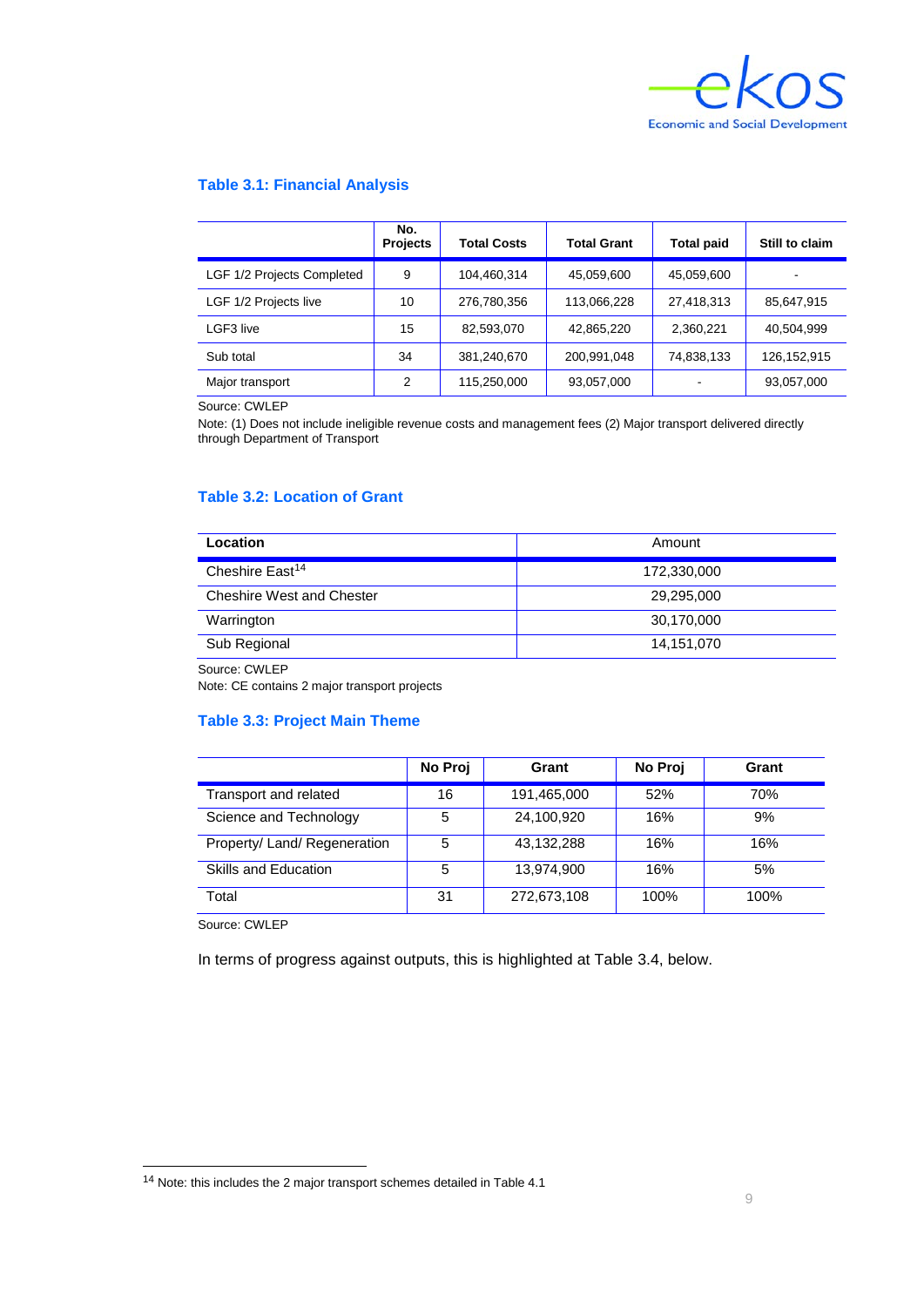### Table 3.1: Financial Analysis

| | No. Projects | Total Costs | Total Grant | Total paid | Still to claim |
|---|---|---|---|---|---|
| LGF 1/2 Projects Completed | 9 | 104,460,314 | 45,059,600 | 45,059,600 | - |
| LGF 1/2 Projects live | 10 | 276,780,356 | 113,066,228 | 27,418,313 | 85,647,915 |
| LGF3 live | 15 | 82,593,070 | 42,865,220 | 2,360,221 | 40,504,999 |
| Sub total | 34 | 381,240,670 | 200,991,048 | 74,838,133 | 126,152,915 |
| Major transport | 2 | 115,250,000 | 93,057,000 | - | 93,057,000 |

Source: CWLEP

Note: (1) Does not include ineligible revenue costs and management fees (2) Major transport delivered directly through Department of Transport

### Table 3.2: Location of Grant

| Location | Amount |
|---|---|
| Cheshire East[14] | 172,330,000 |
| Cheshire West and Chester | 29,295,000 |
| Warrington | 30,170,000 |
| Sub Regional | 14,151,070 |

Source: CWLEP

Note: CE contains 2 major transport projects

### Table 3.3: Project Main Theme

| | No Proj | Grant | No Proj | Grant |
|---|---|---|---|---|
| Transport and related | 16 | 191,465,000 | 52% | 70% |
| Science and Technology | 5 | 24,100,920 | 16% | 9% |
| Property/ Land/ Regeneration | 5 | 43,132,288 | 16% | 16% |
| Skills and Education | 5 | 13,974,900 | 16% | 5% |
| Total | 31 | 272,673,108 | 100% | 100% |

Source: CWLEP

In terms of progress against outputs, this is highlighted at Table 3.4, below.

[14] Note: this includes the 2 major transport schemes detailed in Table 4.1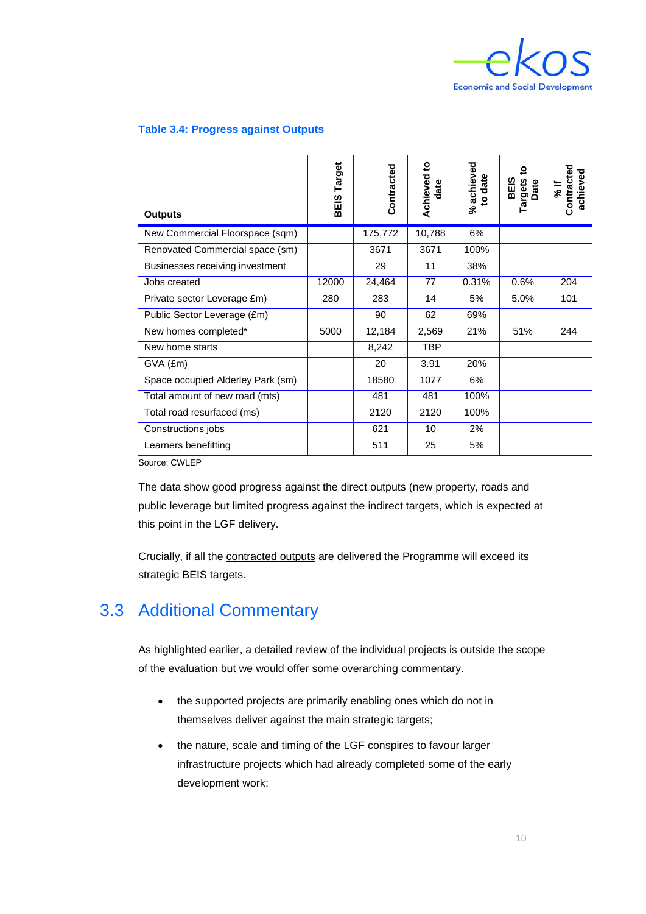**Table 3.4: Progress against Outputs**

| Outputs | BEIS Target | Contracted | Achieved to date | % achieved to date | BEIS Targets to Date | % If Contracted achieved |
|---|---|---|---|---|---|---|
| New Commercial Floorspace (sqm) | | 175,772 | 10,788 | 6% | | |
| Renovated Commercial space (sm) | | 3671 | 3671 | 100% | | |
| Businesses receiving investment | | 29 | 11 | 38% | | |
| Jobs created | 12000 | 24,464 | 77 | 0.31% | 0.6% | 204 |
| Private sector Leverage £m) | 280 | 283 | 14 | 5% | 5.0% | 101 |
| Public Sector Leverage (£m) | | 90 | 62 | 69% | | |
| New homes completed* | 5000 | 12,184 | 2,569 | 21% | 51% | 244 |
| New home starts | | 8,242 | TBP | | | |
| GVA (£m) | | 20 | 3.91 | 20% | | |
| Space occupied Alderley Park (sm) | | 18580 | 1077 | 6% | | |
| Total amount of new road (mts) | | 481 | 481 | 100% | | |
| Total road resurfaced (ms) | | 2120 | 2120 | 100% | | |
| Constructions jobs | | 621 | 10 | 2% | | |
| Learners benefitting | | 511 | 25 | 5% | | |

Source: CWLEP

The data show good progress against the direct outputs (new property, roads and public leverage but limited progress against the indirect targets, which is expected at this point in the LGF delivery.

Crucially, if all the <u>contracted outputs</u> are delivered the Programme will exceed its strategic BEIS targets.

## 3.3 Additional Commentary

As highlighted earlier, a detailed review of the individual projects is outside the scope of the evaluation but we would offer some overarching commentary.

- the supported projects are primarily enabling ones which do not in themselves deliver against the main strategic targets;
- the nature, scale and timing of the LGF conspires to favour larger infrastructure projects which had already completed some of the early development work;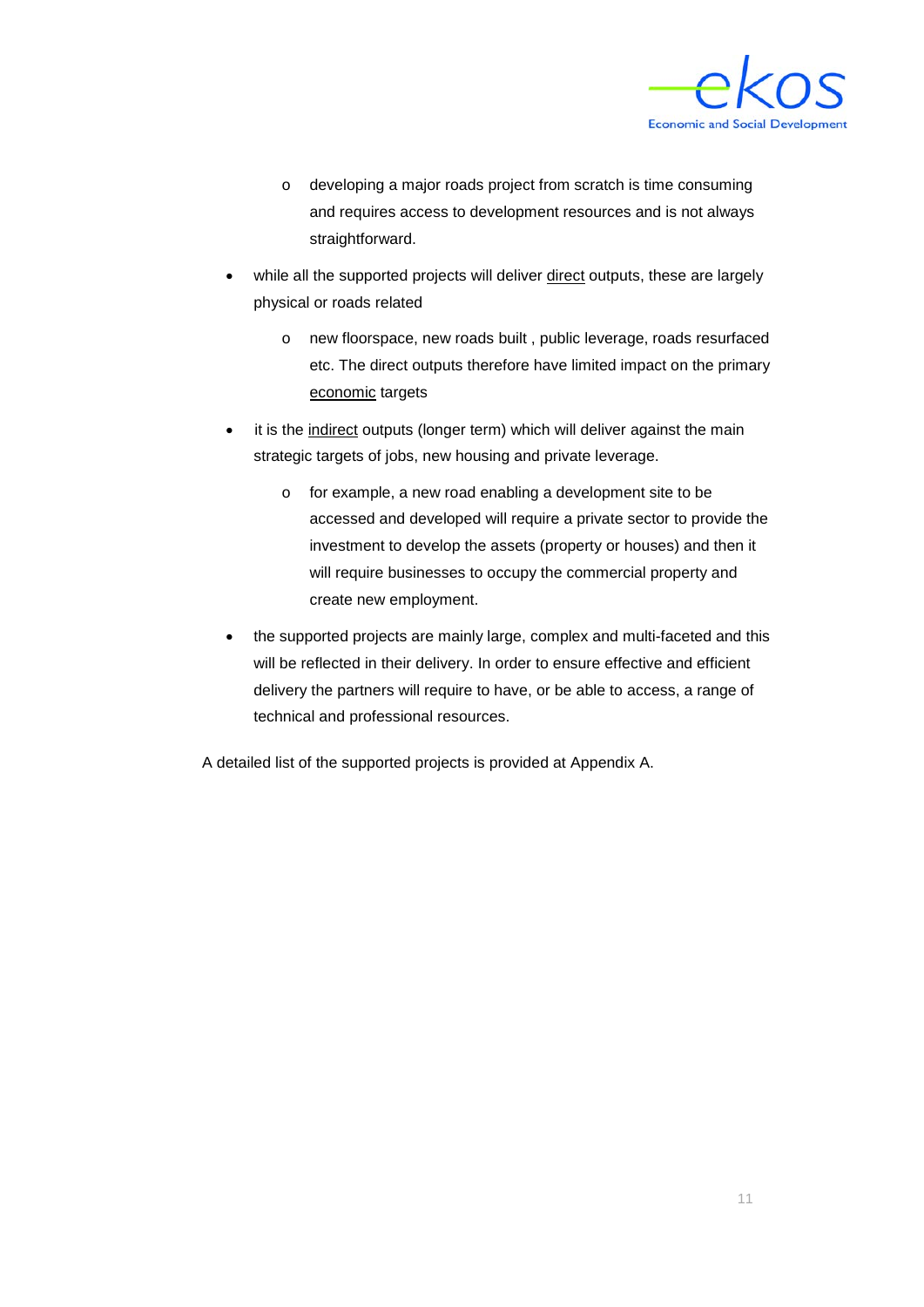- developing a major roads project from scratch is time consuming and requires access to development resources and is not always straightforward.

- while all the supported projects will deliver <u>direct</u> outputs, these are largely physical or roads related
    - new floorspace, new roads built , public leverage, roads resurfaced etc. The direct outputs therefore have limited impact on the primary <u>economic</u> targets

- it is the <u>indirect</u> outputs (longer term) which will deliver against the main strategic targets of jobs, new housing and private leverage.
    - for example, a new road enabling a development site to be accessed and developed will require a private sector to provide the investment to develop the assets (property or houses) and then it will require businesses to occupy the commercial property and create new employment.

- the supported projects are mainly large, complex and multi-faceted and this will be reflected in their delivery. In order to ensure effective and efficient delivery the partners will require to have, or be able to access, a range of technical and professional resources.

A detailed list of the supported projects is provided at Appendix A.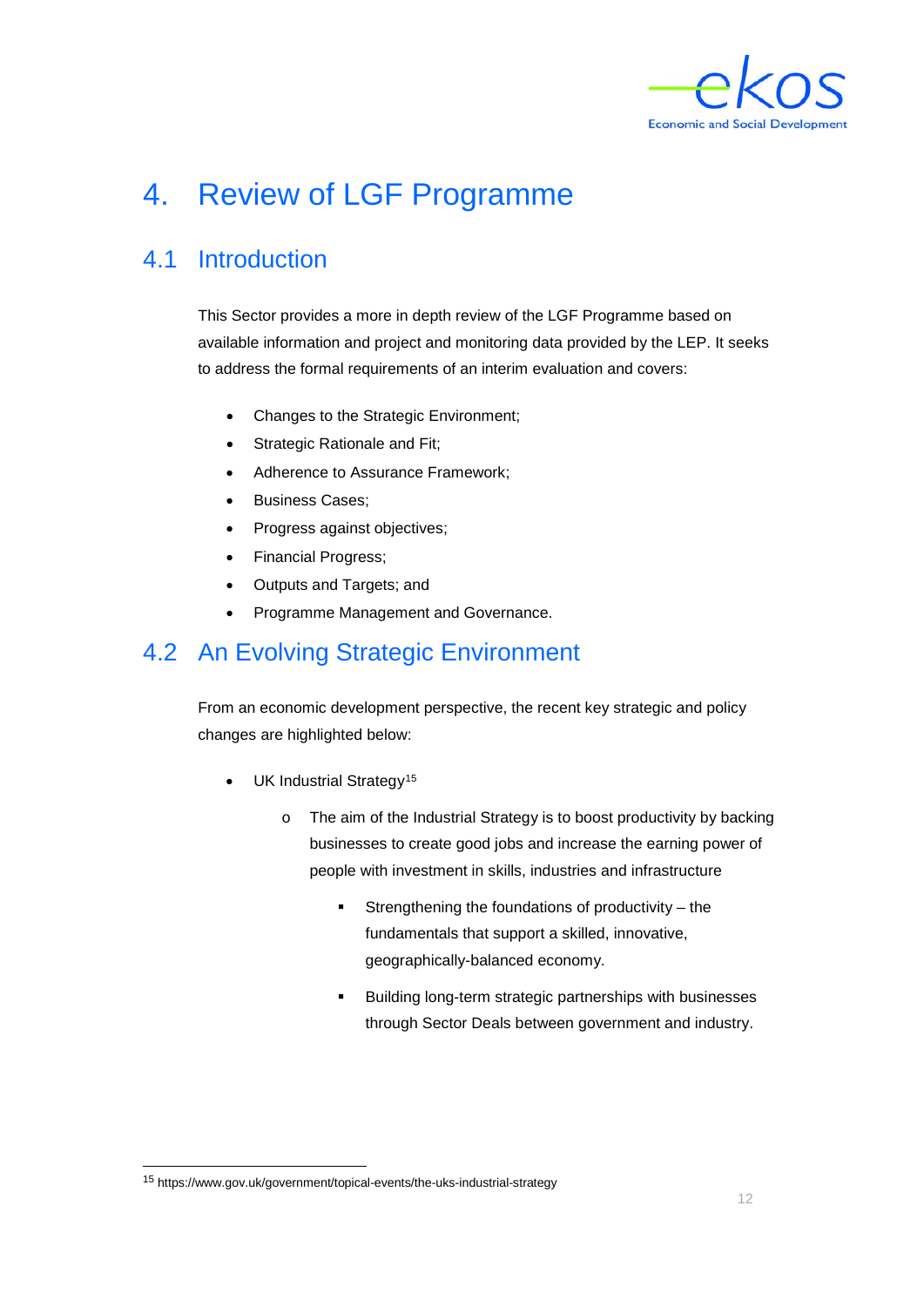# 4. Review of LGF Programme

## 4.1 Introduction

This Sector provides a more in depth review of the LGF Programme based on available information and project and monitoring data provided by the LEP. It seeks to address the formal requirements of an interim evaluation and covers:

- Changes to the Strategic Environment;
- Strategic Rationale and Fit;
- Adherence to Assurance Framework;
- Business Cases;
- Progress against objectives;
- Financial Progress;
- Outputs and Targets; and
- Programme Management and Governance.

## 4.2 An Evolving Strategic Environment

From an economic development perspective, the recent key strategic and policy changes are highlighted below:

- UK Industrial Strategy[15]
  - The aim of the Industrial Strategy is to boost productivity by backing businesses to create good jobs and increase the earning power of people with investment in skills, industries and infrastructure
    - Strengthening the foundations of productivity – the fundamentals that support a skilled, innovative, geographically-balanced economy.
    - Building long-term strategic partnerships with businesses through Sector Deals between government and industry.

[15] https://www.gov.uk/government/topical-events/the-uks-industrial-strategy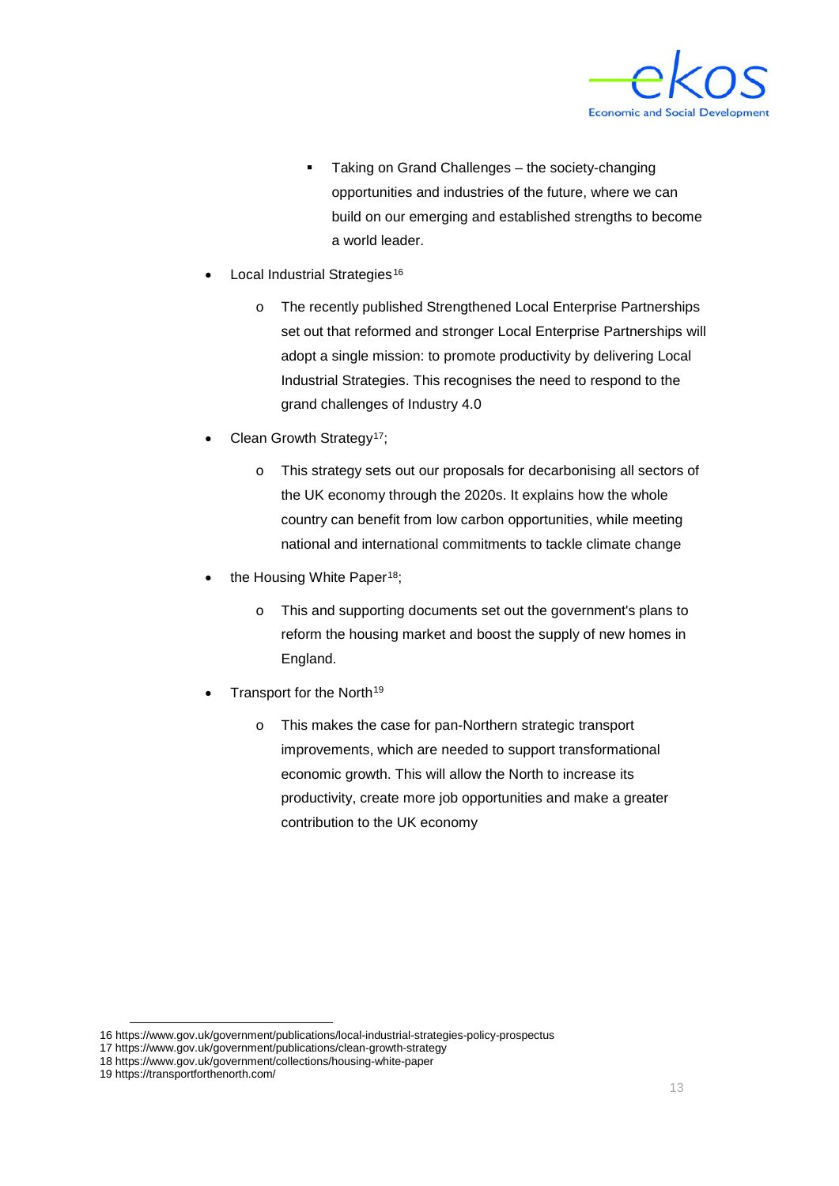- Taking on Grand Challenges – the society-changing opportunities and industries of the future, where we can build on our emerging and established strengths to become a world leader.

- Local Industrial Strategies[16]
    - The recently published Strengthened Local Enterprise Partnerships set out that reformed and stronger Local Enterprise Partnerships will adopt a single mission: to promote productivity by delivering Local Industrial Strategies. This recognises the need to respond to the grand challenges of Industry 4.0
- Clean Growth Strategy[17];
    - This strategy sets out our proposals for decarbonising all sectors of the UK economy through the 2020s. It explains how the whole country can benefit from low carbon opportunities, while meeting national and international commitments to tackle climate change
- the Housing White Paper[18];
    - This and supporting documents set out the government's plans to reform the housing market and boost the supply of new homes in England.
- Transport for the North[19]
    - This makes the case for pan-Northern strategic transport improvements, which are needed to support transformational economic growth. This will allow the North to increase its productivity, create more job opportunities and make a greater contribution to the UK economy

---

16 https://www.gov.uk/government/publications/local-industrial-strategies-policy-prospectus
17 https://www.gov.uk/government/publications/clean-growth-strategy
18 https://www.gov.uk/government/collections/housing-white-paper
19 https://transportforthenorth.com/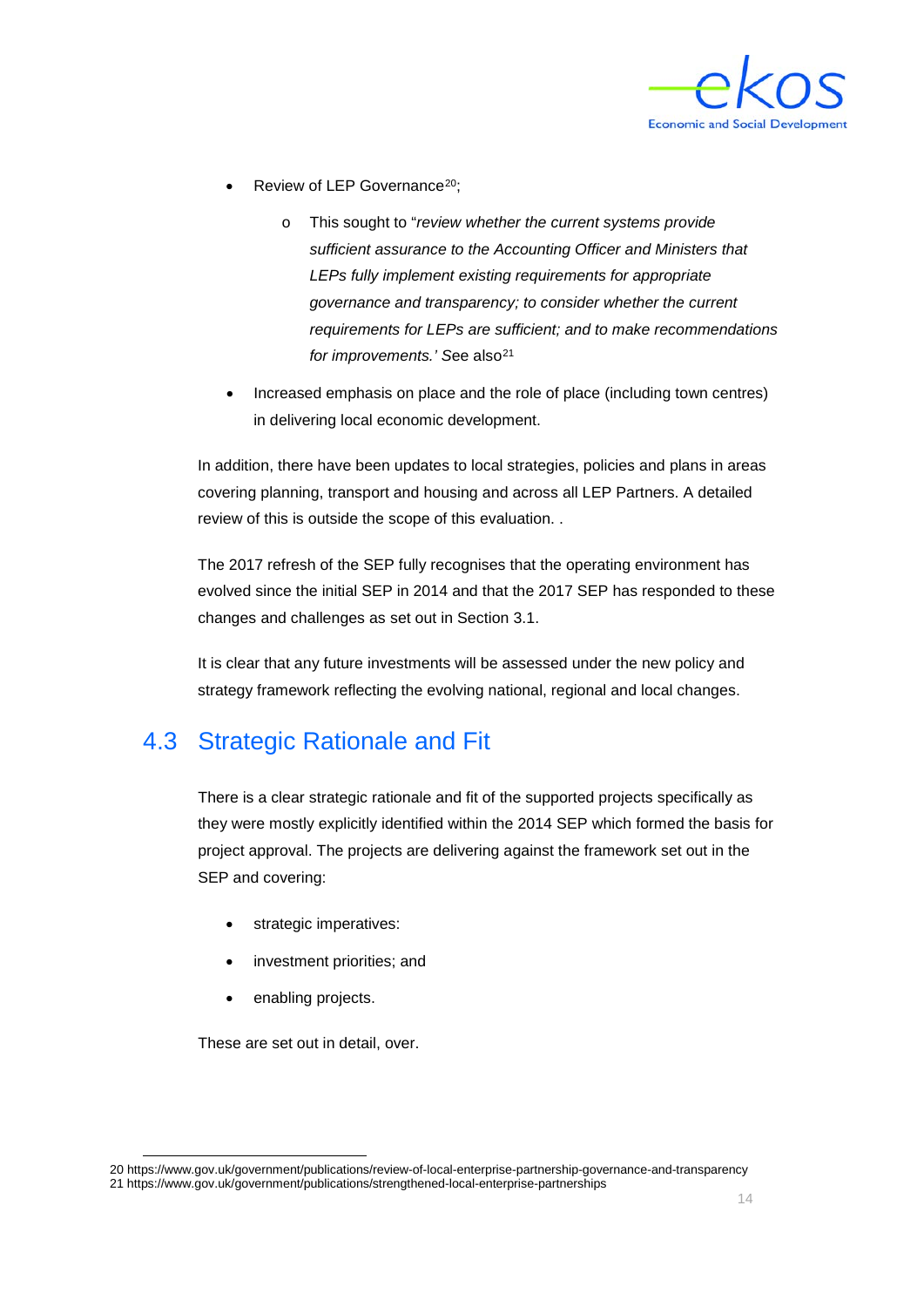- Review of LEP Governance[20];
  - This sought to "*review whether the current systems provide sufficient assurance to the Accounting Officer and Ministers that LEPs fully implement existing requirements for appropriate governance and transparency; to consider whether the current requirements for LEPs are sufficient; and to make recommendations for improvements.'* See also[21]
- Increased emphasis on place and the role of place (including town centres) in delivering local economic development.

In addition, there have been updates to local strategies, policies and plans in areas covering planning, transport and housing and across all LEP Partners. A detailed review of this is outside the scope of this evaluation. .

The 2017 refresh of the SEP fully recognises that the operating environment has evolved since the initial SEP in 2014 and that the 2017 SEP has responded to these changes and challenges as set out in Section 3.1.

It is clear that any future investments will be assessed under the new policy and strategy framework reflecting the evolving national, regional and local changes.

## 4.3 Strategic Rationale and Fit

There is a clear strategic rationale and fit of the supported projects specifically as they were mostly explicitly identified within the 2014 SEP which formed the basis for project approval. The projects are delivering against the framework set out in the SEP and covering:

- strategic imperatives:
- investment priorities; and
- enabling projects.

These are set out in detail, over.

20 https://www.gov.uk/government/publications/review-of-local-enterprise-partnership-governance-and-transparency
21 https://www.gov.uk/government/publications/strengthened-local-enterprise-partnerships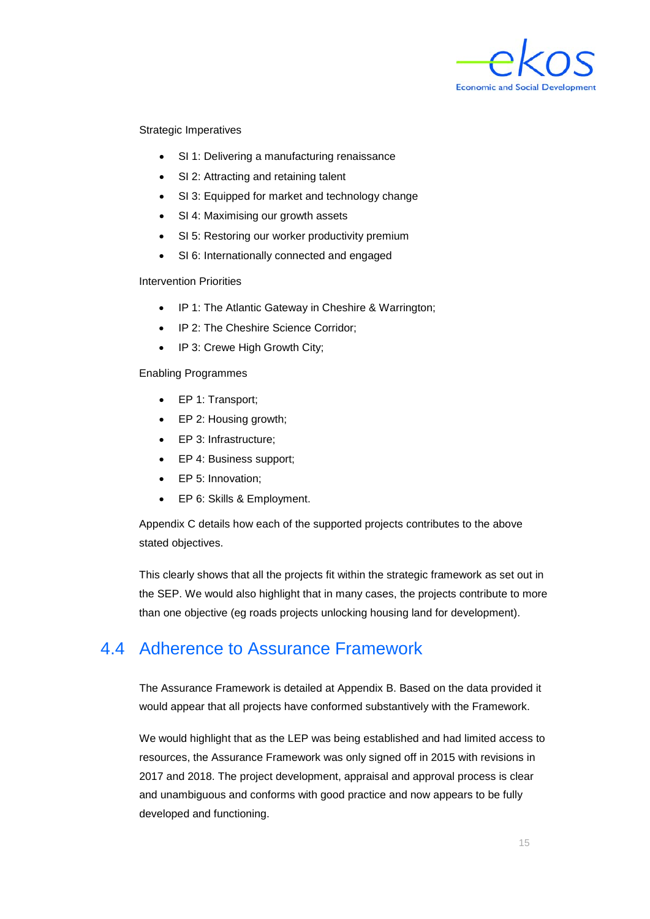Strategic Imperatives

- SI 1: Delivering a manufacturing renaissance
- SI 2: Attracting and retaining talent
- SI 3: Equipped for market and technology change
- SI 4: Maximising our growth assets
- SI 5: Restoring our worker productivity premium
- SI 6: Internationally connected and engaged

Intervention Priorities

- IP 1: The Atlantic Gateway in Cheshire & Warrington;
- IP 2: The Cheshire Science Corridor;
- IP 3: Crewe High Growth City;

Enabling Programmes

- EP 1: Transport;
- EP 2: Housing growth;
- EP 3: Infrastructure;
- EP 4: Business support;
- EP 5: Innovation;
- EP 6: Skills & Employment.

Appendix C details how each of the supported projects contributes to the above stated objectives.

This clearly shows that all the projects fit within the strategic framework as set out in the SEP. We would also highlight that in many cases, the projects contribute to more than one objective (eg roads projects unlocking housing land for development).

## 4.4 Adherence to Assurance Framework

The Assurance Framework is detailed at Appendix B. Based on the data provided it would appear that all projects have conformed substantively with the Framework.

We would highlight that as the LEP was being established and had limited access to resources, the Assurance Framework was only signed off in 2015 with revisions in 2017 and 2018. The project development, appraisal and approval process is clear and unambiguous and conforms with good practice and now appears to be fully developed and functioning.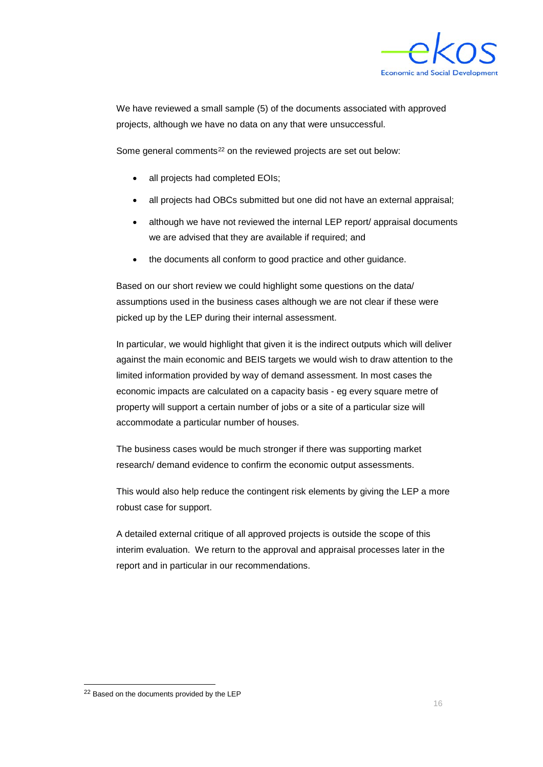We have reviewed a small sample (5) of the documents associated with approved projects, although we have no data on any that were unsuccessful.

Some general comments[22] on the reviewed projects are set out below:

- all projects had completed EOIs;
- all projects had OBCs submitted but one did not have an external appraisal;
- although we have not reviewed the internal LEP report/ appraisal documents we are advised that they are available if required; and
- the documents all conform to good practice and other guidance.

Based on our short review we could highlight some questions on the data/ assumptions used in the business cases although we are not clear if these were picked up by the LEP during their internal assessment.

In particular, we would highlight that given it is the indirect outputs which will deliver against the main economic and BEIS targets we would wish to draw attention to the limited information provided by way of demand assessment. In most cases the economic impacts are calculated on a capacity basis - eg every square metre of property will support a certain number of jobs or a site of a particular size will accommodate a particular number of houses.

The business cases would be much stronger if there was supporting market research/ demand evidence to confirm the economic output assessments.

This would also help reduce the contingent risk elements by giving the LEP a more robust case for support.

A detailed external critique of all approved projects is outside the scope of this interim evaluation. We return to the approval and appraisal processes later in the report and in particular in our recommendations.

[22] Based on the documents provided by the LEP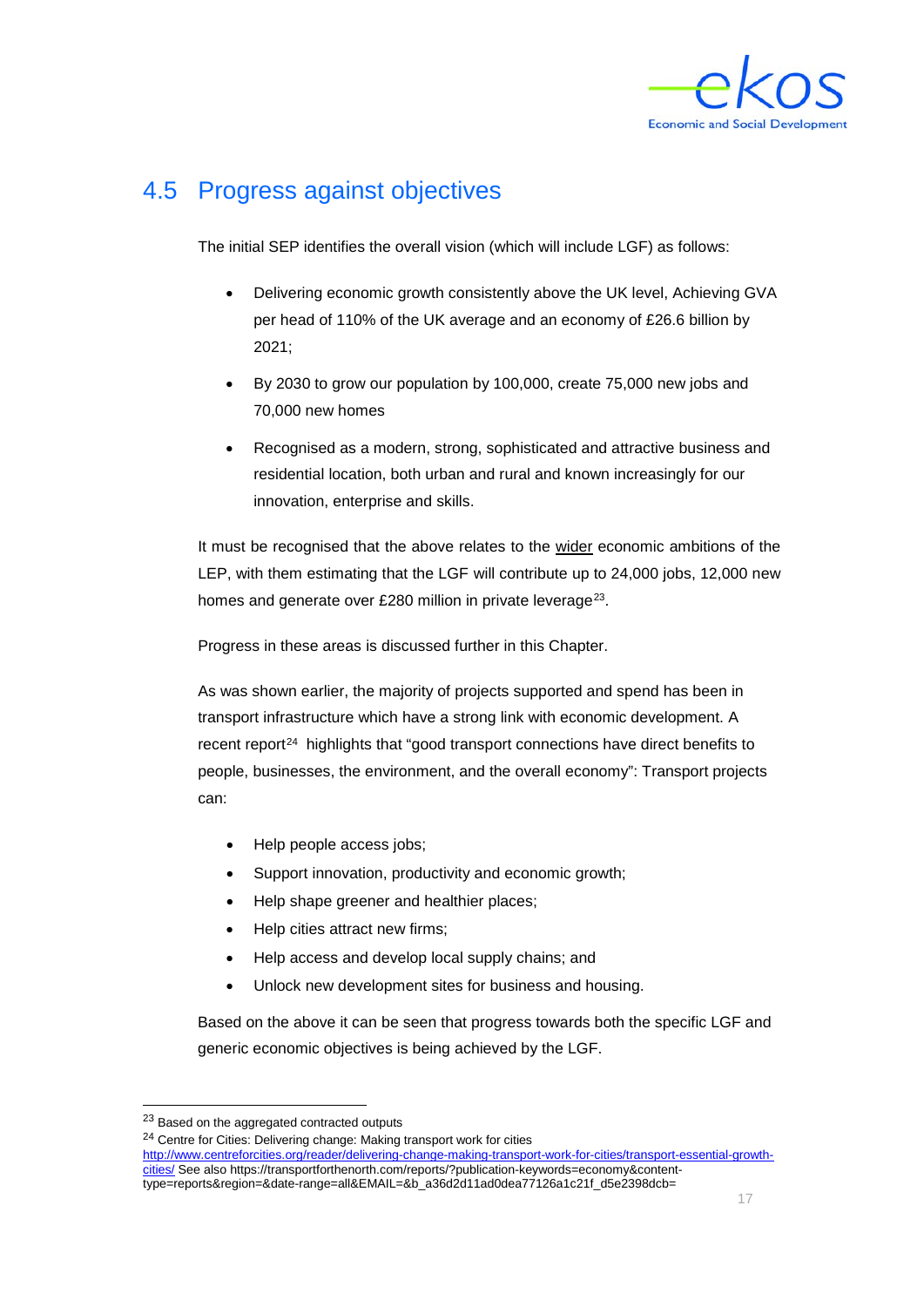## 4.5 Progress against objectives

The initial SEP identifies the overall vision (which will include LGF) as follows:

- Delivering economic growth consistently above the UK level, Achieving GVA per head of 110% of the UK average and an economy of £26.6 billion by 2021;
- By 2030 to grow our population by 100,000, create 75,000 new jobs and 70,000 new homes
- Recognised as a modern, strong, sophisticated and attractive business and residential location, both urban and rural and known increasingly for our innovation, enterprise and skills.

It must be recognised that the above relates to the <u>wider</u> economic ambitions of the LEP, with them estimating that the LGF will contribute up to 24,000 jobs, 12,000 new homes and generate over £280 million in private leverage[23].

Progress in these areas is discussed further in this Chapter.

As was shown earlier, the majority of projects supported and spend has been in transport infrastructure which have a strong link with economic development. A recent report[24] highlights that "good transport connections have direct benefits to people, businesses, the environment, and the overall economy": Transport projects can:

- Help people access jobs;
- Support innovation, productivity and economic growth;
- Help shape greener and healthier places;
- Help cities attract new firms;
- Help access and develop local supply chains; and
- Unlock new development sites for business and housing.

Based on the above it can be seen that progress towards both the specific LGF and generic economic objectives is being achieved by the LGF.

---

[23] Based on the aggregated contracted outputs

[24] Centre for Cities: Delivering change: Making transport work for cities http://www.centreforcities.org/reader/delivering-change-making-transport-work-for-cities/transport-essential-growth-cities/ See also https://transportforthenorth.com/reports/?publication-keywords=economy&content-type=reports&region=&date-range=all&EMAIL=&b_a36d2d11ad0dea77126a1c21f_d5e2398dcb=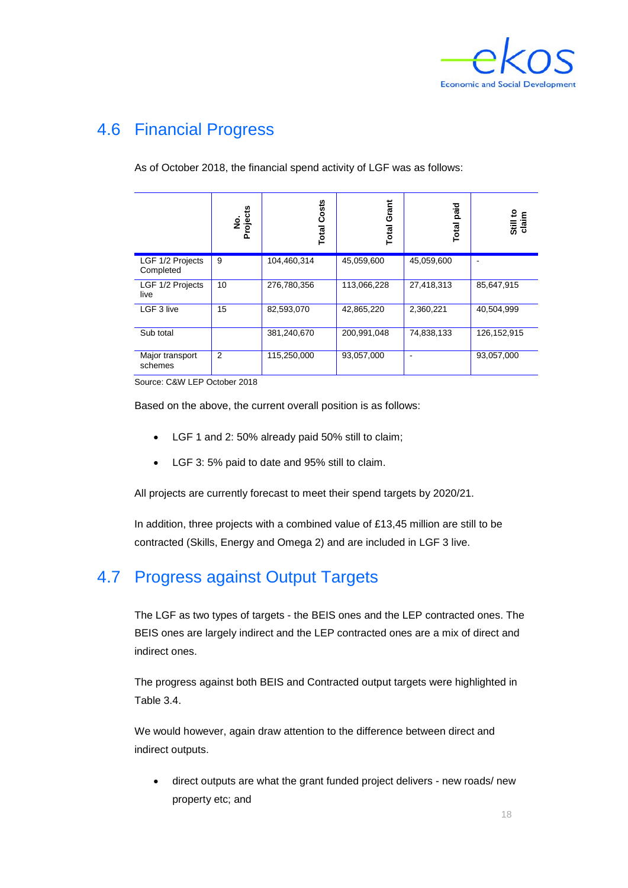## 4.6 Financial Progress

As of October 2018, the financial spend activity of LGF was as follows:

| | No. Projects | Total Costs | Total Grant | Total paid | Still to claim |
|---|---|---|---|---|---|
| LGF 1/2 Projects Completed | 9 | 104,460,314 | 45,059,600 | 45,059,600 | - |
| LGF 1/2 Projects live | 10 | 276,780,356 | 113,066,228 | 27,418,313 | 85,647,915 |
| LGF 3 live | 15 | 82,593,070 | 42,865,220 | 2,360,221 | 40,504,999 |
| Sub total | | 381,240,670 | 200,991,048 | 74,838,133 | 126,152,915 |
| Major transport schemes | 2 | 115,250,000 | 93,057,000 | - | 93,057,000 |

Source: C&W LEP October 2018

Based on the above, the current overall position is as follows:

- LGF 1 and 2: 50% already paid 50% still to claim;
- LGF 3: 5% paid to date and 95% still to claim.

All projects are currently forecast to meet their spend targets by 2020/21.

In addition, three projects with a combined value of £13,45 million are still to be contracted (Skills, Energy and Omega 2) and are included in LGF 3 live.

## 4.7 Progress against Output Targets

The LGF as two types of targets - the BEIS ones and the LEP contracted ones. The BEIS ones are largely indirect and the LEP contracted ones are a mix of direct and indirect ones.

The progress against both BEIS and Contracted output targets were highlighted in Table 3.4.

We would however, again draw attention to the difference between direct and indirect outputs.

- direct outputs are what the grant funded project delivers - new roads/ new property etc; and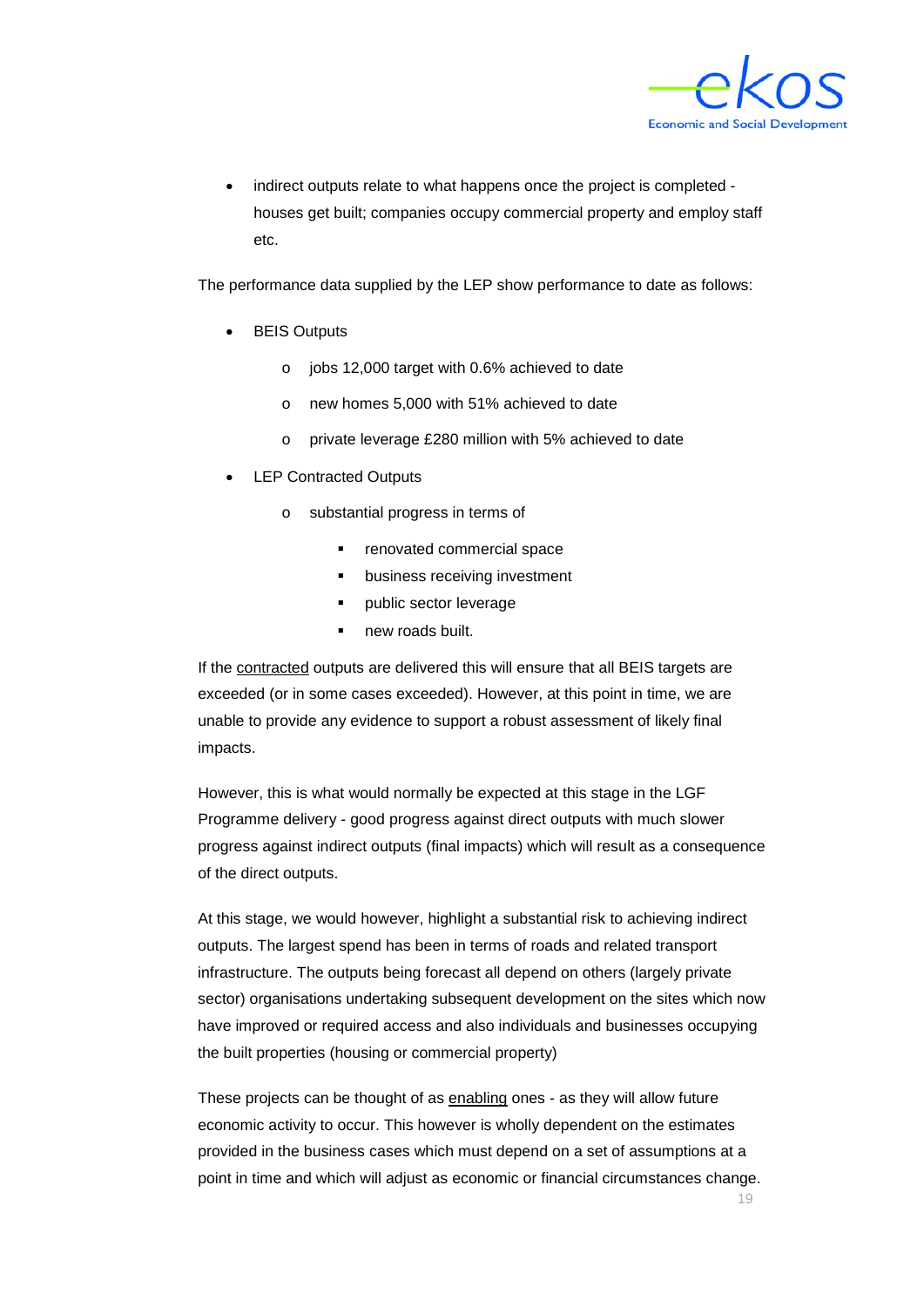- indirect outputs relate to what happens once the project is completed - houses get built; companies occupy commercial property and employ staff etc.

The performance data supplied by the LEP show performance to date as follows:

- BEIS Outputs
  - jobs 12,000 target with 0.6% achieved to date
  - new homes 5,000 with 51% achieved to date
  - private leverage £280 million with 5% achieved to date
- LEP Contracted Outputs
  - substantial progress in terms of
    - renovated commercial space
    - business receiving investment
    - public sector leverage
    - new roads built.

If the <u>contracted</u> outputs are delivered this will ensure that all BEIS targets are exceeded (or in some cases exceeded). However, at this point in time, we are unable to provide any evidence to support a robust assessment of likely final impacts.

However, this is what would normally be expected at this stage in the LGF Programme delivery - good progress against direct outputs with much slower progress against indirect outputs (final impacts) which will result as a consequence of the direct outputs.

At this stage, we would however, highlight a substantial risk to achieving indirect outputs. The largest spend has been in terms of roads and related transport infrastructure. The outputs being forecast all depend on others (largely private sector) organisations undertaking subsequent development on the sites which now have improved or required access and also individuals and businesses occupying the built properties (housing or commercial property)

These projects can be thought of as <u>enabling</u> ones - as they will allow future economic activity to occur. This however is wholly dependent on the estimates provided in the business cases which must depend on a set of assumptions at a point in time and which will adjust as economic or financial circumstances change.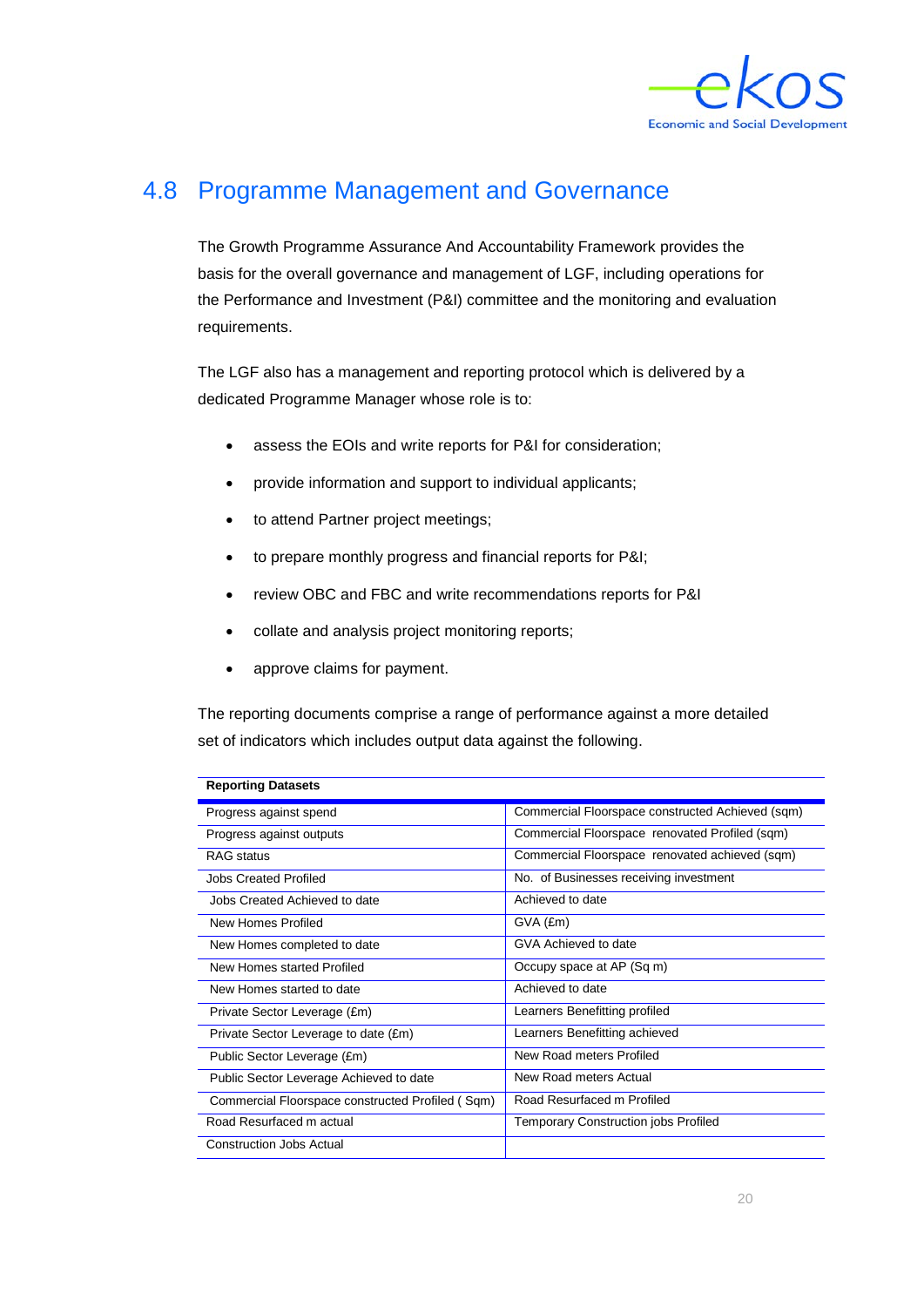## 4.8 Programme Management and Governance

The Growth Programme Assurance And Accountability Framework provides the basis for the overall governance and management of LGF, including operations for the Performance and Investment (P&I) committee and the monitoring and evaluation requirements.

The LGF also has a management and reporting protocol which is delivered by a dedicated Programme Manager whose role is to:

- assess the EOIs and write reports for P&I for consideration;
- provide information and support to individual applicants;
- to attend Partner project meetings;
- to prepare monthly progress and financial reports for P&I;
- review OBC and FBC and write recommendations reports for P&I
- collate and analysis project monitoring reports;
- approve claims for payment.

The reporting documents comprise a range of performance against a more detailed set of indicators which includes output data against the following.

| **Reporting Datasets** | |
|---|---|
| Progress against spend | Commercial Floorspace constructed Achieved (sqm) |
| Progress against outputs | Commercial Floorspace renovated Profiled (sqm) |
| RAG status | Commercial Floorspace renovated achieved (sqm) |
| Jobs Created Profiled | No. of Businesses receiving investment |
| Jobs Created Achieved to date | Achieved to date |
| New Homes Profiled | GVA (£m) |
| New Homes completed to date | GVA Achieved to date |
| New Homes started Profiled | Occupy space at AP (Sq m) |
| New Homes started to date | Achieved to date |
| Private Sector Leverage (£m) | Learners Benefitting profiled |
| Private Sector Leverage to date (£m) | Learners Benefitting achieved |
| Public Sector Leverage (£m) | New Road meters Profiled |
| Public Sector Leverage Achieved to date | New Road meters Actual |
| Commercial Floorspace constructed Profiled ( Sqm) | Road Resurfaced m Profiled |
| Road Resurfaced m actual | Temporary Construction jobs Profiled |
| Construction Jobs Actual | |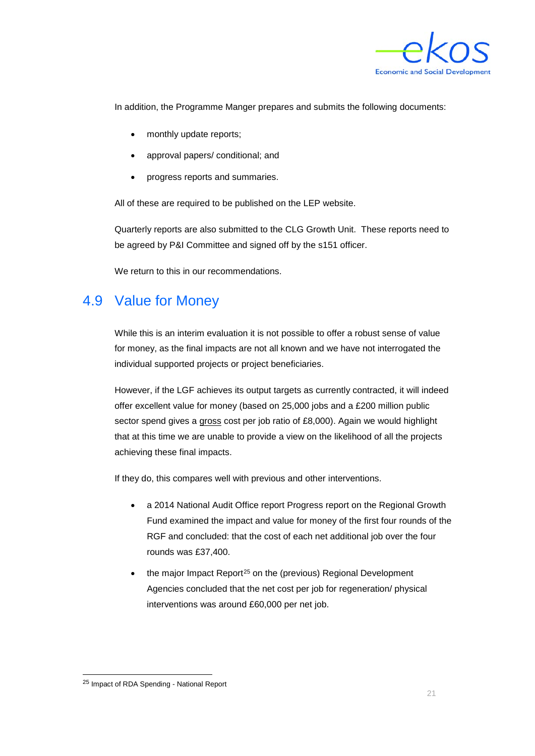In addition, the Programme Manger prepares and submits the following documents:

- monthly update reports;
- approval papers/ conditional; and
- progress reports and summaries.

All of these are required to be published on the LEP website.

Quarterly reports are also submitted to the CLG Growth Unit. These reports need to be agreed by P&I Committee and signed off by the s151 officer.

We return to this in our recommendations.

## 4.9 Value for Money

While this is an interim evaluation it is not possible to offer a robust sense of value for money, as the final impacts are not all known and we have not interrogated the individual supported projects or project beneficiaries.

However, if the LGF achieves its output targets as currently contracted, it will indeed offer excellent value for money (based on 25,000 jobs and a £200 million public sector spend gives a gross cost per job ratio of £8,000). Again we would highlight that at this time we are unable to provide a view on the likelihood of all the projects achieving these final impacts.

If they do, this compares well with previous and other interventions.

- a 2014 National Audit Office report Progress report on the Regional Growth Fund examined the impact and value for money of the first four rounds of the RGF and concluded: that the cost of each net additional job over the four rounds was £37,400.
- the major Impact Report[25] on the (previous) Regional Development Agencies concluded that the net cost per job for regeneration/ physical interventions was around £60,000 per net job.

[25] Impact of RDA Spending - National Report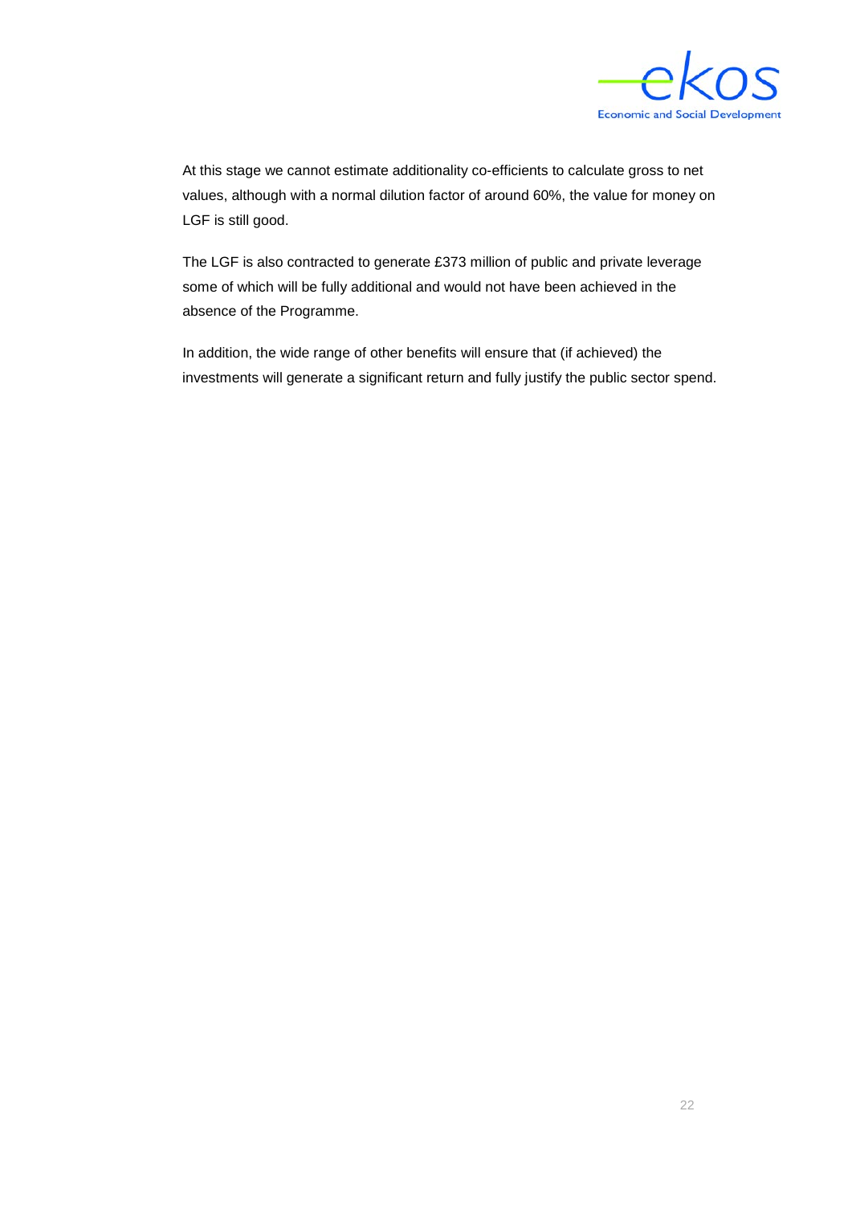At this stage we cannot estimate additionality co-efficients to calculate gross to net values, although with a normal dilution factor of around 60%, the value for money on LGF is still good.

The LGF is also contracted to generate £373 million of public and private leverage some of which will be fully additional and would not have been achieved in the absence of the Programme.

In addition, the wide range of other benefits will ensure that (if achieved) the investments will generate a significant return and fully justify the public sector spend.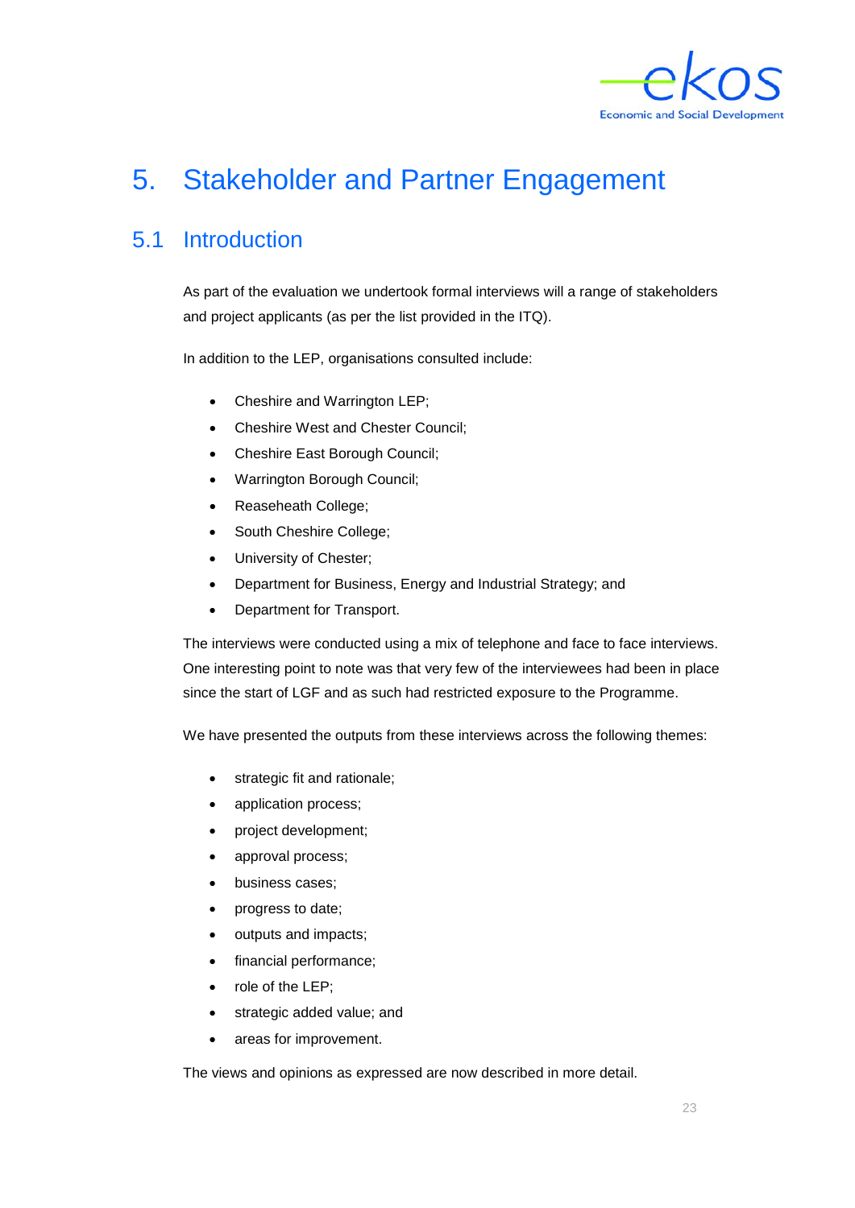# 5. Stakeholder and Partner Engagement

## 5.1 Introduction

As part of the evaluation we undertook formal interviews will a range of stakeholders and project applicants (as per the list provided in the ITQ).

In addition to the LEP, organisations consulted include:

- Cheshire and Warrington LEP;
- Cheshire West and Chester Council;
- Cheshire East Borough Council;
- Warrington Borough Council;
- Reaseheath College;
- South Cheshire College;
- University of Chester;
- Department for Business, Energy and Industrial Strategy; and
- Department for Transport.

The interviews were conducted using a mix of telephone and face to face interviews. One interesting point to note was that very few of the interviewees had been in place since the start of LGF and as such had restricted exposure to the Programme.

We have presented the outputs from these interviews across the following themes:

- strategic fit and rationale;
- application process;
- project development;
- approval process;
- business cases;
- progress to date;
- outputs and impacts;
- financial performance;
- role of the LEP;
- strategic added value; and
- areas for improvement.

The views and opinions as expressed are now described in more detail.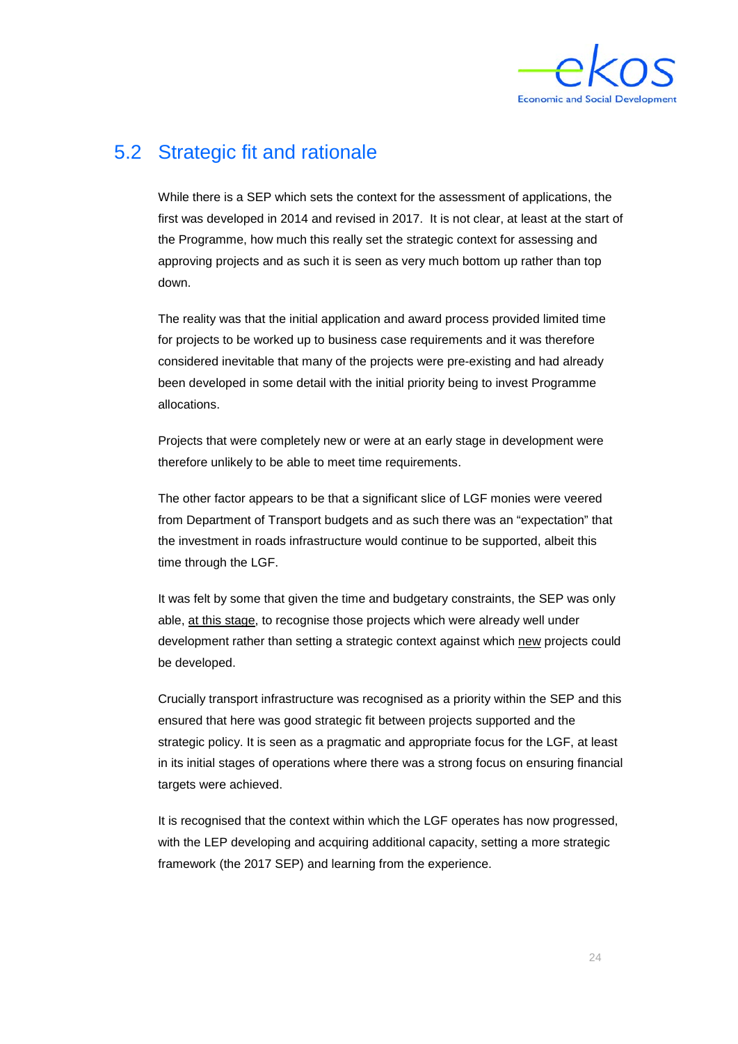## 5.2 Strategic fit and rationale

While there is a SEP which sets the context for the assessment of applications, the first was developed in 2014 and revised in 2017. It is not clear, at least at the start of the Programme, how much this really set the strategic context for assessing and approving projects and as such it is seen as very much bottom up rather than top down.

The reality was that the initial application and award process provided limited time for projects to be worked up to business case requirements and it was therefore considered inevitable that many of the projects were pre-existing and had already been developed in some detail with the initial priority being to invest Programme allocations.

Projects that were completely new or were at an early stage in development were therefore unlikely to be able to meet time requirements.

The other factor appears to be that a significant slice of LGF monies were veered from Department of Transport budgets and as such there was an "expectation" that the investment in roads infrastructure would continue to be supported, albeit this time through the LGF.

It was felt by some that given the time and budgetary constraints, the SEP was only able, <u>at this stage</u>, to recognise those projects which were already well under development rather than setting a strategic context against which <u>new</u> projects could be developed.

Crucially transport infrastructure was recognised as a priority within the SEP and this ensured that here was good strategic fit between projects supported and the strategic policy. It is seen as a pragmatic and appropriate focus for the LGF, at least in its initial stages of operations where there was a strong focus on ensuring financial targets were achieved.

It is recognised that the context within which the LGF operates has now progressed, with the LEP developing and acquiring additional capacity, setting a more strategic framework (the 2017 SEP) and learning from the experience.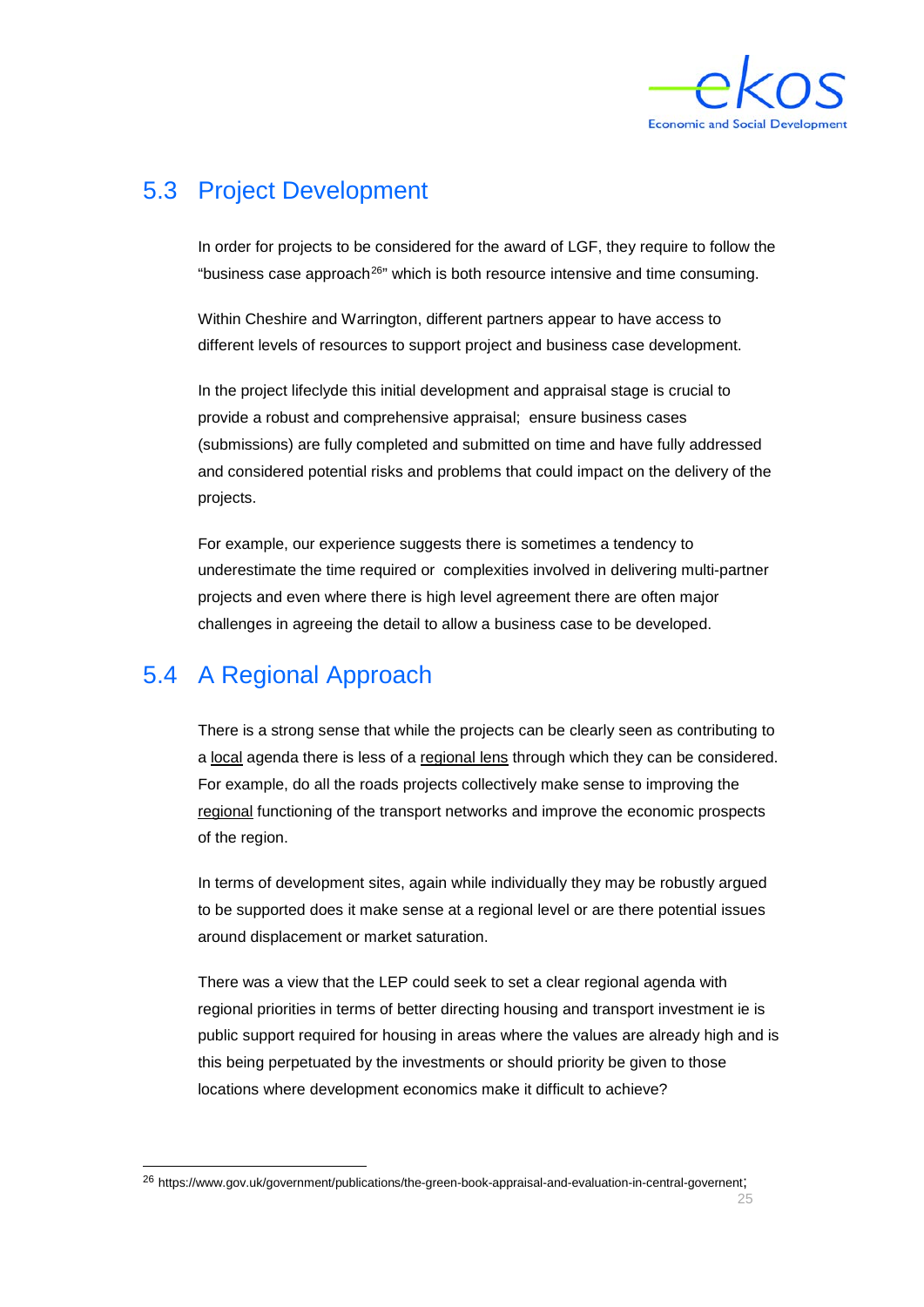## 5.3 Project Development

In order for projects to be considered for the award of LGF, they require to follow the "business case approach[26]" which is both resource intensive and time consuming.

Within Cheshire and Warrington, different partners appear to have access to different levels of resources to support project and business case development.

In the project lifeclyde this initial development and appraisal stage is crucial to provide a robust and comprehensive appraisal; ensure business cases (submissions) are fully completed and submitted on time and have fully addressed and considered potential risks and problems that could impact on the delivery of the projects.

For example, our experience suggests there is sometimes a tendency to underestimate the time required or complexities involved in delivering multi-partner projects and even where there is high level agreement there are often major challenges in agreeing the detail to allow a business case to be developed.

## 5.4 A Regional Approach

There is a strong sense that while the projects can be clearly seen as contributing to a <u>local</u> agenda there is less of a <u>regional lens</u> through which they can be considered. For example, do all the roads projects collectively make sense to improving the <u>regional</u> functioning of the transport networks and improve the economic prospects of the region.

In terms of development sites, again while individually they may be robustly argued to be supported does it make sense at a regional level or are there potential issues around displacement or market saturation.

There was a view that the LEP could seek to set a clear regional agenda with regional priorities in terms of better directing housing and transport investment ie is public support required for housing in areas where the values are already high and is this being perpetuated by the investments or should priority be given to those locations where development economics make it difficult to achieve?

---

[26] https://www.gov.uk/government/publications/the-green-book-appraisal-and-evaluation-in-central-governent;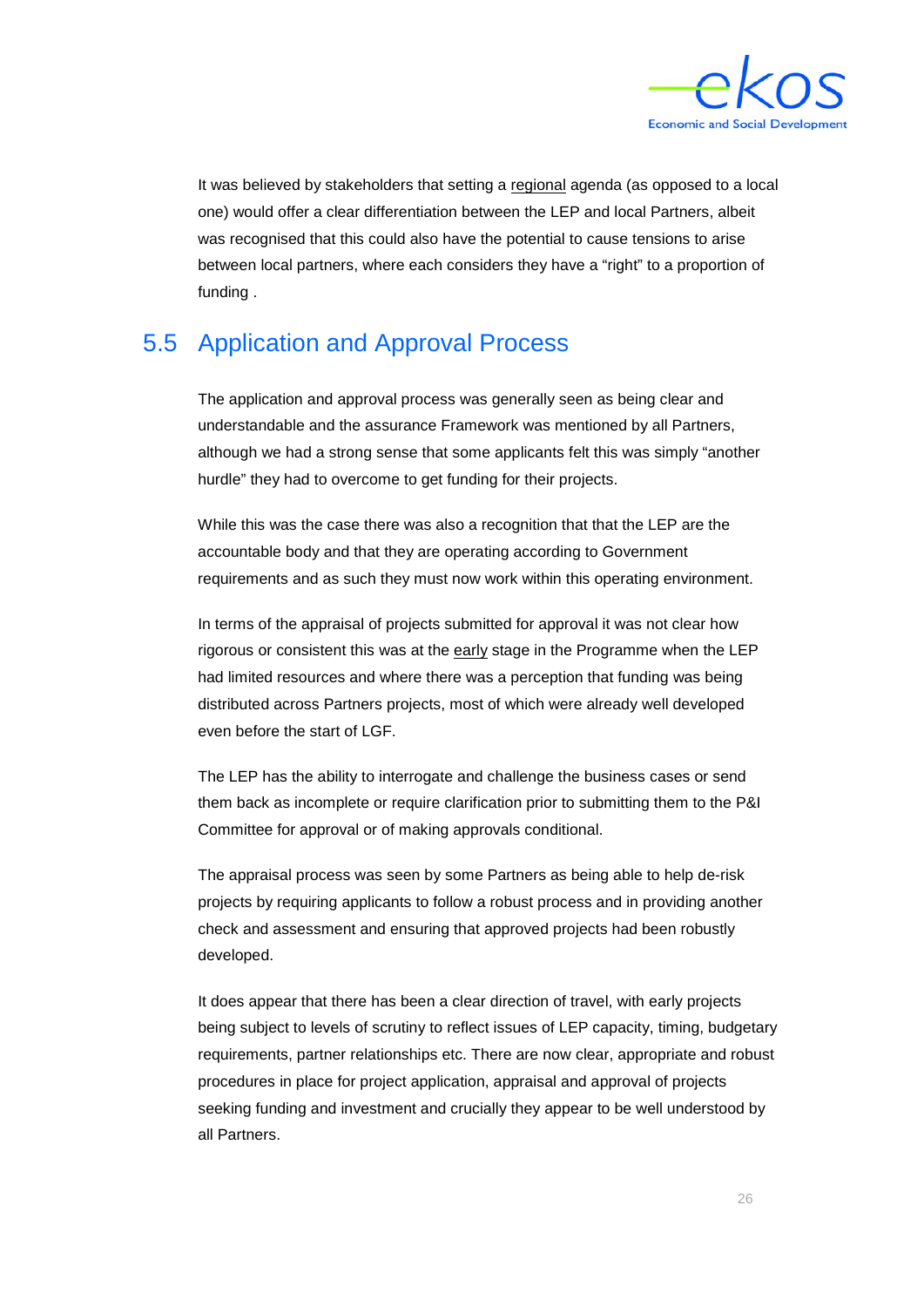It was believed by stakeholders that setting a regional agenda (as opposed to a local one) would offer a clear differentiation between the LEP and local Partners, albeit was recognised that this could also have the potential to cause tensions to arise between local partners, where each considers they have a "right" to a proportion of funding .

## 5.5 Application and Approval Process

The application and approval process was generally seen as being clear and understandable and the assurance Framework was mentioned by all Partners, although we had a strong sense that some applicants felt this was simply "another hurdle" they had to overcome to get funding for their projects.

While this was the case there was also a recognition that that the LEP are the accountable body and that they are operating according to Government requirements and as such they must now work within this operating environment.

In terms of the appraisal of projects submitted for approval it was not clear how rigorous or consistent this was at the early stage in the Programme when the LEP had limited resources and where there was a perception that funding was being distributed across Partners projects, most of which were already well developed even before the start of LGF.

The LEP has the ability to interrogate and challenge the business cases or send them back as incomplete or require clarification prior to submitting them to the P&I Committee for approval or of making approvals conditional.

The appraisal process was seen by some Partners as being able to help de-risk projects by requiring applicants to follow a robust process and in providing another check and assessment and ensuring that approved projects had been robustly developed.

It does appear that there has been a clear direction of travel, with early projects being subject to levels of scrutiny to reflect issues of LEP capacity, timing, budgetary requirements, partner relationships etc. There are now clear, appropriate and robust procedures in place for project application, appraisal and approval of projects seeking funding and investment and crucially they appear to be well understood by all Partners.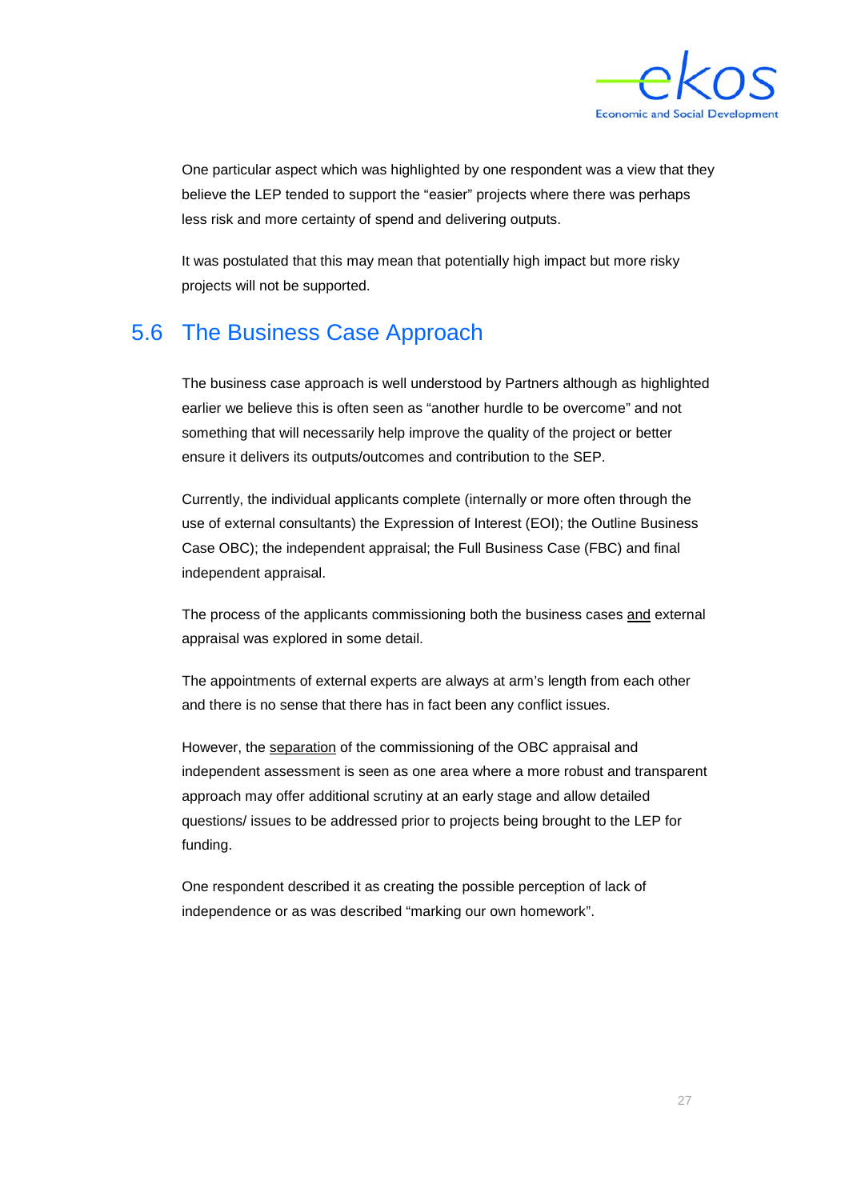One particular aspect which was highlighted by one respondent was a view that they believe the LEP tended to support the "easier" projects where there was perhaps less risk and more certainty of spend and delivering outputs.

It was postulated that this may mean that potentially high impact but more risky projects will not be supported.

## 5.6 The Business Case Approach

The business case approach is well understood by Partners although as highlighted earlier we believe this is often seen as "another hurdle to be overcome" and not something that will necessarily help improve the quality of the project or better ensure it delivers its outputs/outcomes and contribution to the SEP.

Currently, the individual applicants complete (internally or more often through the use of external consultants) the Expression of Interest (EOI); the Outline Business Case OBC); the independent appraisal; the Full Business Case (FBC) and final independent appraisal.

The process of the applicants commissioning both the business cases <u>and</u> external appraisal was explored in some detail.

The appointments of external experts are always at arm's length from each other and there is no sense that there has in fact been any conflict issues.

However, the <u>separation</u> of the commissioning of the OBC appraisal and independent assessment is seen as one area where a more robust and transparent approach may offer additional scrutiny at an early stage and allow detailed questions/ issues to be addressed prior to projects being brought to the LEP for funding.

One respondent described it as creating the possible perception of lack of independence or as was described "marking our own homework".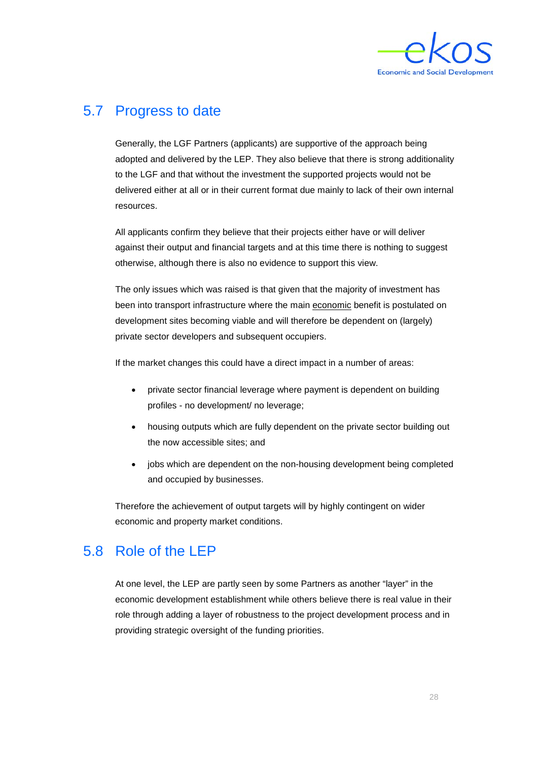## 5.7 Progress to date

Generally, the LGF Partners (applicants) are supportive of the approach being adopted and delivered by the LEP. They also believe that there is strong additionality to the LGF and that without the investment the supported projects would not be delivered either at all or in their current format due mainly to lack of their own internal resources.

All applicants confirm they believe that their projects either have or will deliver against their output and financial targets and at this time there is nothing to suggest otherwise, although there is also no evidence to support this view.

The only issues which was raised is that given that the majority of investment has been into transport infrastructure where the main economic benefit is postulated on development sites becoming viable and will therefore be dependent on (largely) private sector developers and subsequent occupiers.

If the market changes this could have a direct impact in a number of areas:

- private sector financial leverage where payment is dependent on building profiles - no development/ no leverage;
- housing outputs which are fully dependent on the private sector building out the now accessible sites; and
- jobs which are dependent on the non-housing development being completed and occupied by businesses.

Therefore the achievement of output targets will by highly contingent on wider economic and property market conditions.

## 5.8 Role of the LEP

At one level, the LEP are partly seen by some Partners as another "layer" in the economic development establishment while others believe there is real value in their role through adding a layer of robustness to the project development process and in providing strategic oversight of the funding priorities.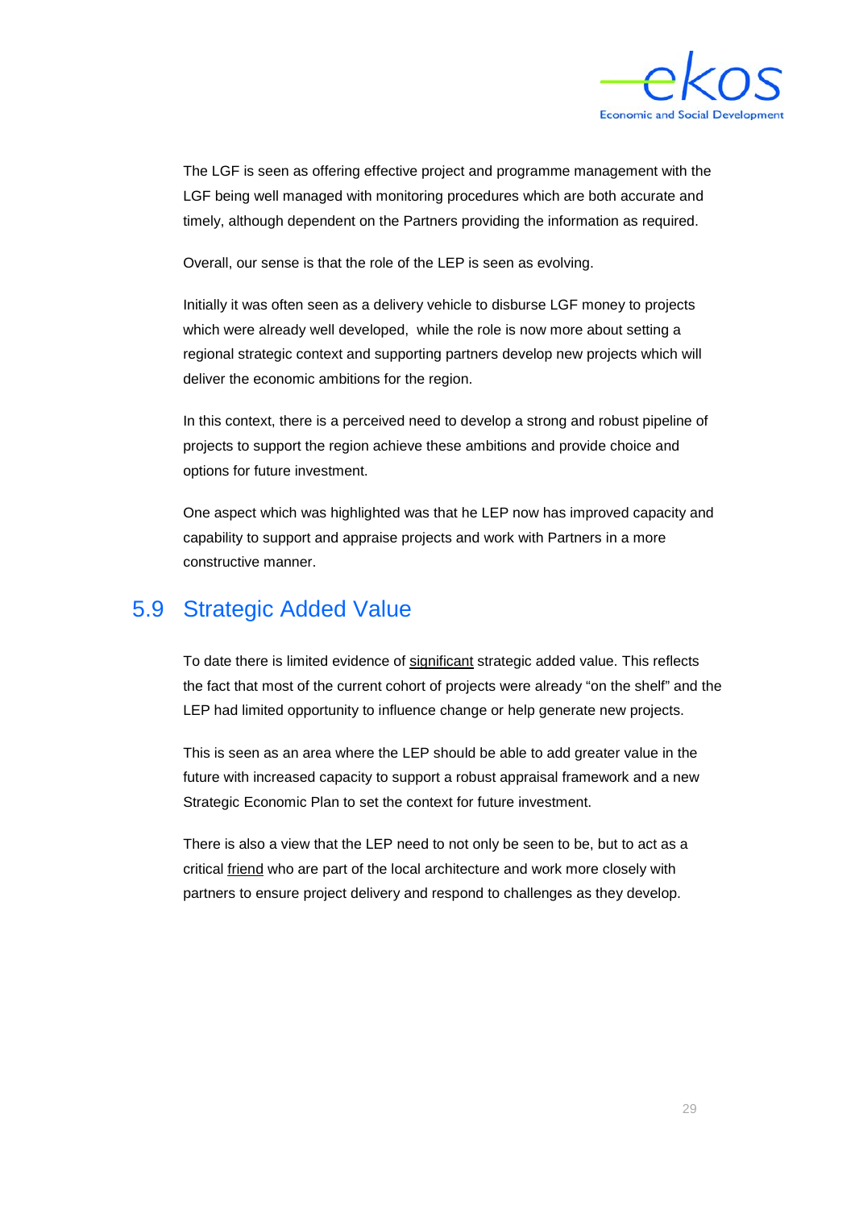The LGF is seen as offering effective project and programme management with the LGF being well managed with monitoring procedures which are both accurate and timely, although dependent on the Partners providing the information as required.

Overall, our sense is that the role of the LEP is seen as evolving.

Initially it was often seen as a delivery vehicle to disburse LGF money to projects which were already well developed, while the role is now more about setting a regional strategic context and supporting partners develop new projects which will deliver the economic ambitions for the region.

In this context, there is a perceived need to develop a strong and robust pipeline of projects to support the region achieve these ambitions and provide choice and options for future investment.

One aspect which was highlighted was that he LEP now has improved capacity and capability to support and appraise projects and work with Partners in a more constructive manner.

## 5.9 Strategic Added Value

To date there is limited evidence of <u>significant</u> strategic added value. This reflects the fact that most of the current cohort of projects were already "on the shelf" and the LEP had limited opportunity to influence change or help generate new projects.

This is seen as an area where the LEP should be able to add greater value in the future with increased capacity to support a robust appraisal framework and a new Strategic Economic Plan to set the context for future investment.

There is also a view that the LEP need to not only be seen to be, but to act as a critical <u>friend</u> who are part of the local architecture and work more closely with partners to ensure project delivery and respond to challenges as they develop.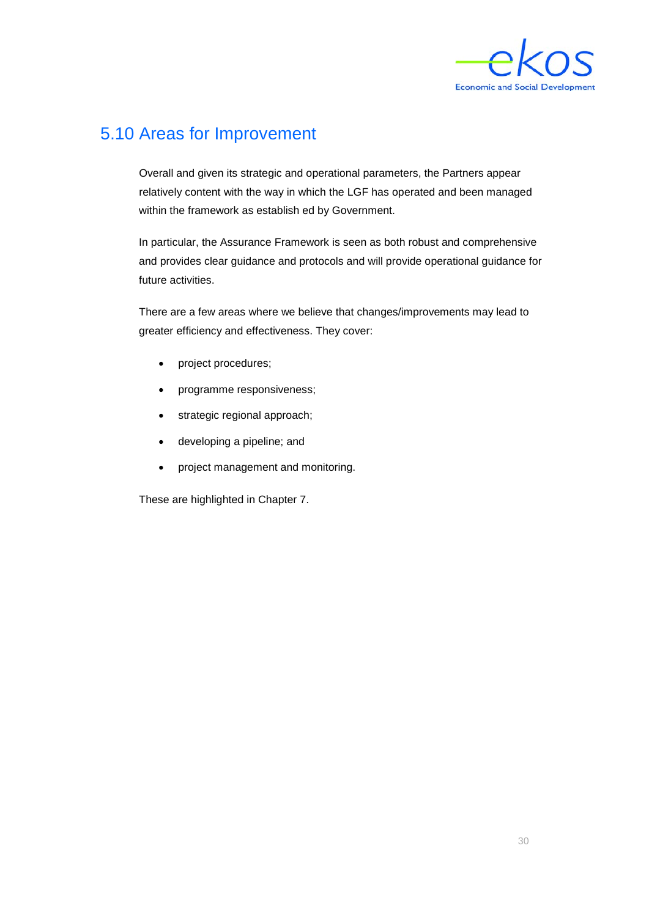## 5.10 Areas for Improvement

Overall and given its strategic and operational parameters, the Partners appear relatively content with the way in which the LGF has operated and been managed within the framework as establish ed by Government.

In particular, the Assurance Framework is seen as both robust and comprehensive and provides clear guidance and protocols and will provide operational guidance for future activities.

There are a few areas where we believe that changes/improvements may lead to greater efficiency and effectiveness. They cover:

- project procedures;
- programme responsiveness;
- strategic regional approach;
- developing a pipeline; and
- project management and monitoring.

These are highlighted in Chapter 7.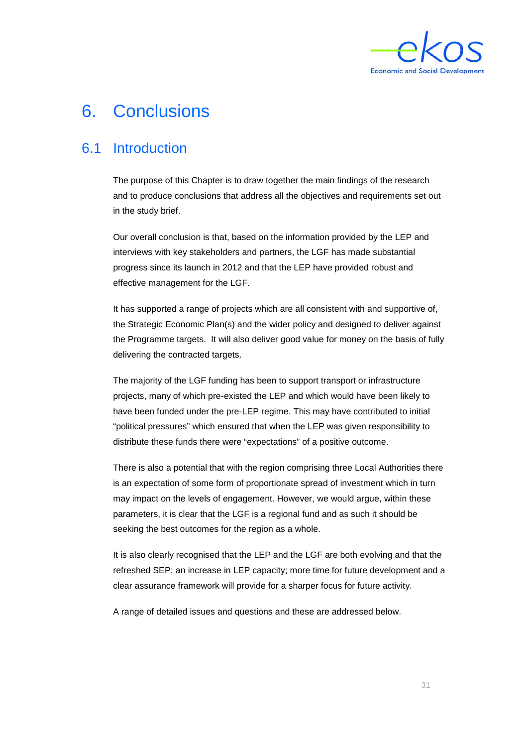# 6. Conclusions

## 6.1 Introduction

The purpose of this Chapter is to draw together the main findings of the research and to produce conclusions that address all the objectives and requirements set out in the study brief.

Our overall conclusion is that, based on the information provided by the LEP and interviews with key stakeholders and partners, the LGF has made substantial progress since its launch in 2012 and that the LEP have provided robust and effective management for the LGF.

It has supported a range of projects which are all consistent with and supportive of, the Strategic Economic Plan(s) and the wider policy and designed to deliver against the Programme targets. It will also deliver good value for money on the basis of fully delivering the contracted targets.

The majority of the LGF funding has been to support transport or infrastructure projects, many of which pre-existed the LEP and which would have been likely to have been funded under the pre-LEP regime. This may have contributed to initial "political pressures" which ensured that when the LEP was given responsibility to distribute these funds there were "expectations" of a positive outcome.

There is also a potential that with the region comprising three Local Authorities there is an expectation of some form of proportionate spread of investment which in turn may impact on the levels of engagement. However, we would argue, within these parameters, it is clear that the LGF is a regional fund and as such it should be seeking the best outcomes for the region as a whole.

It is also clearly recognised that the LEP and the LGF are both evolving and that the refreshed SEP; an increase in LEP capacity; more time for future development and a clear assurance framework will provide for a sharper focus for future activity.

A range of detailed issues and questions and these are addressed below.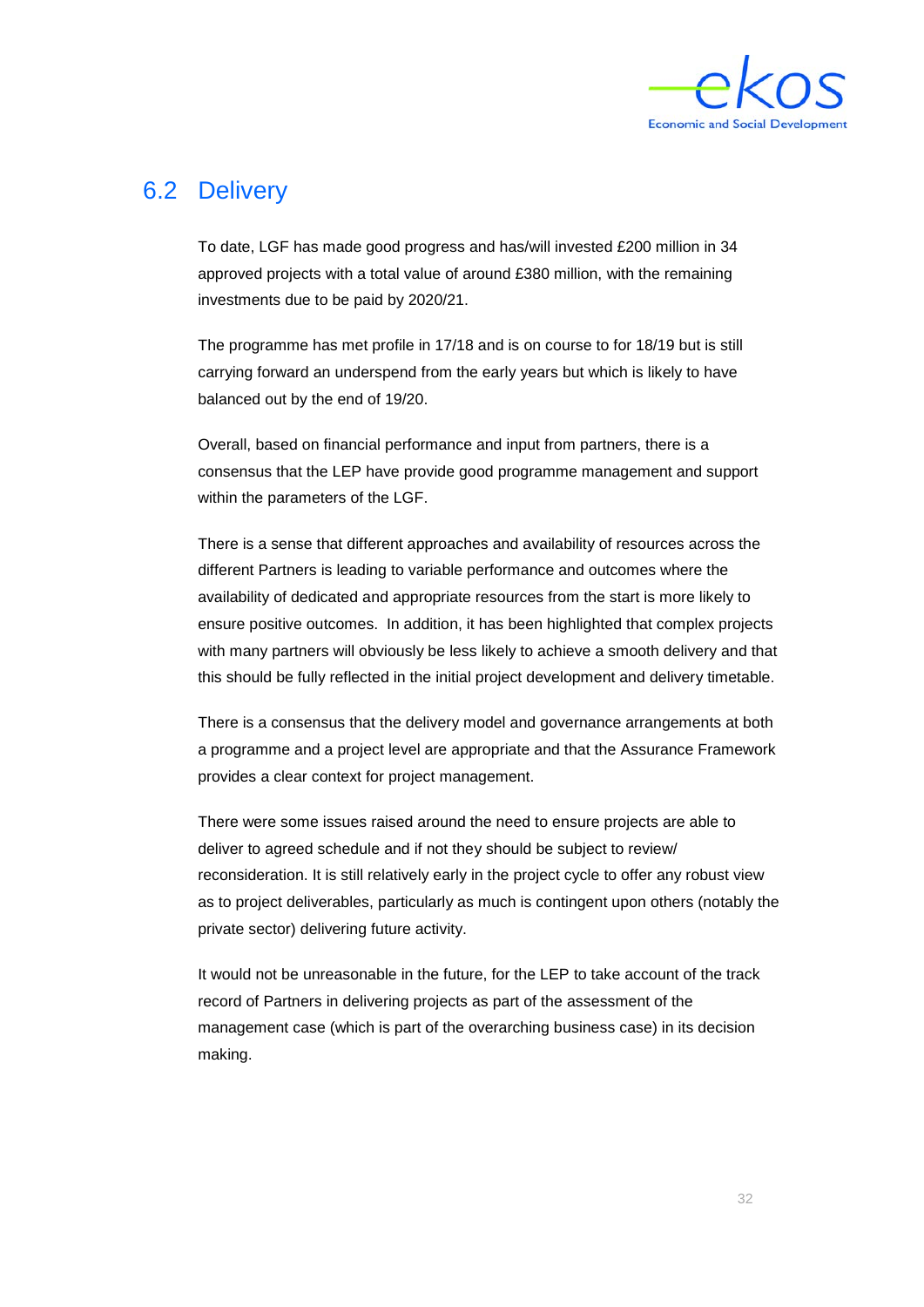## 6.2 Delivery

To date, LGF has made good progress and has/will invested £200 million in 34 approved projects with a total value of around £380 million, with the remaining investments due to be paid by 2020/21.

The programme has met profile in 17/18 and is on course to for 18/19 but is still carrying forward an underspend from the early years but which is likely to have balanced out by the end of 19/20.

Overall, based on financial performance and input from partners, there is a consensus that the LEP have provide good programme management and support within the parameters of the LGF.

There is a sense that different approaches and availability of resources across the different Partners is leading to variable performance and outcomes where the availability of dedicated and appropriate resources from the start is more likely to ensure positive outcomes. In addition, it has been highlighted that complex projects with many partners will obviously be less likely to achieve a smooth delivery and that this should be fully reflected in the initial project development and delivery timetable.

There is a consensus that the delivery model and governance arrangements at both a programme and a project level are appropriate and that the Assurance Framework provides a clear context for project management.

There were some issues raised around the need to ensure projects are able to deliver to agreed schedule and if not they should be subject to review/ reconsideration. It is still relatively early in the project cycle to offer any robust view as to project deliverables, particularly as much is contingent upon others (notably the private sector) delivering future activity.

It would not be unreasonable in the future, for the LEP to take account of the track record of Partners in delivering projects as part of the assessment of the management case (which is part of the overarching business case) in its decision making.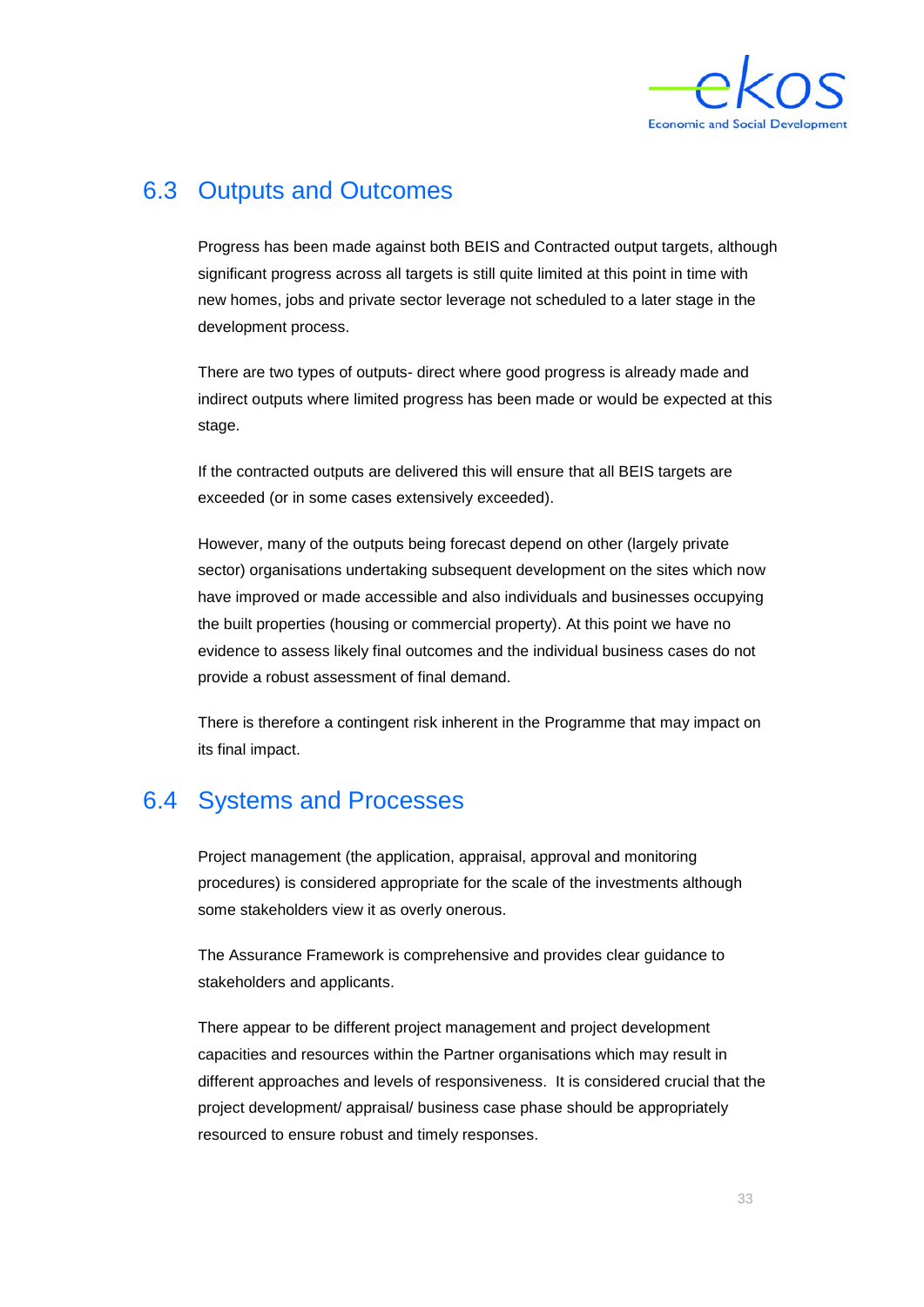## 6.3 Outputs and Outcomes

Progress has been made against both BEIS and Contracted output targets, although significant progress across all targets is still quite limited at this point in time with new homes, jobs and private sector leverage not scheduled to a later stage in the development process.

There are two types of outputs- direct where good progress is already made and indirect outputs where limited progress has been made or would be expected at this stage.

If the contracted outputs are delivered this will ensure that all BEIS targets are exceeded (or in some cases extensively exceeded).

However, many of the outputs being forecast depend on other (largely private sector) organisations undertaking subsequent development on the sites which now have improved or made accessible and also individuals and businesses occupying the built properties (housing or commercial property). At this point we have no evidence to assess likely final outcomes and the individual business cases do not provide a robust assessment of final demand.

There is therefore a contingent risk inherent in the Programme that may impact on its final impact.

## 6.4 Systems and Processes

Project management (the application, appraisal, approval and monitoring procedures) is considered appropriate for the scale of the investments although some stakeholders view it as overly onerous.

The Assurance Framework is comprehensive and provides clear guidance to stakeholders and applicants.

There appear to be different project management and project development capacities and resources within the Partner organisations which may result in different approaches and levels of responsiveness. It is considered crucial that the project development/ appraisal/ business case phase should be appropriately resourced to ensure robust and timely responses.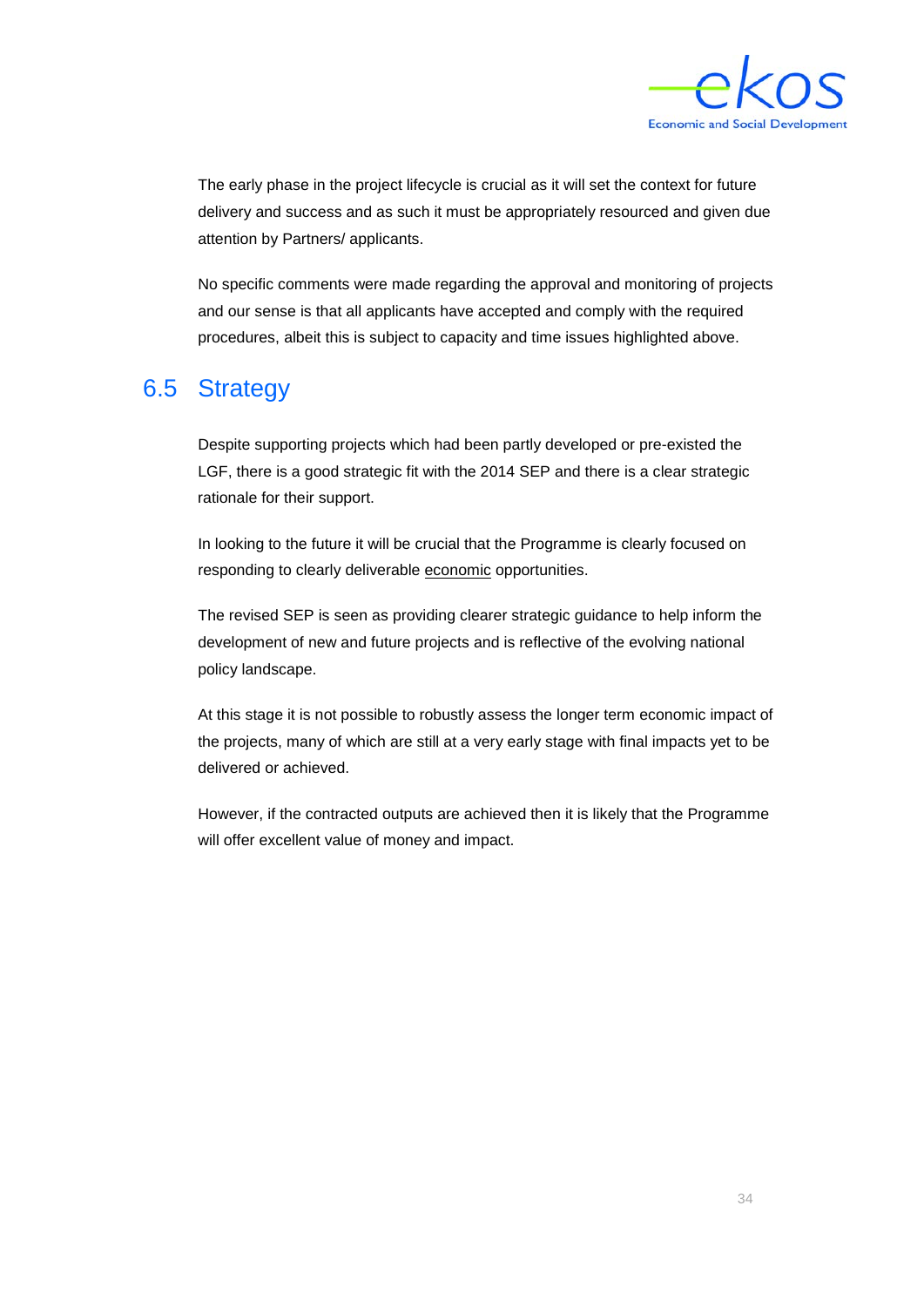The early phase in the project lifecycle is crucial as it will set the context for future delivery and success and as such it must be appropriately resourced and given due attention by Partners/ applicants.

No specific comments were made regarding the approval and monitoring of projects and our sense is that all applicants have accepted and comply with the required procedures, albeit this is subject to capacity and time issues highlighted above.

## 6.5 Strategy

Despite supporting projects which had been partly developed or pre-existed the LGF, there is a good strategic fit with the 2014 SEP and there is a clear strategic rationale for their support.

In looking to the future it will be crucial that the Programme is clearly focused on responding to clearly deliverable <u>economic</u> opportunities.

The revised SEP is seen as providing clearer strategic guidance to help inform the development of new and future projects and is reflective of the evolving national policy landscape.

At this stage it is not possible to robustly assess the longer term economic impact of the projects, many of which are still at a very early stage with final impacts yet to be delivered or achieved.

However, if the contracted outputs are achieved then it is likely that the Programme will offer excellent value of money and impact.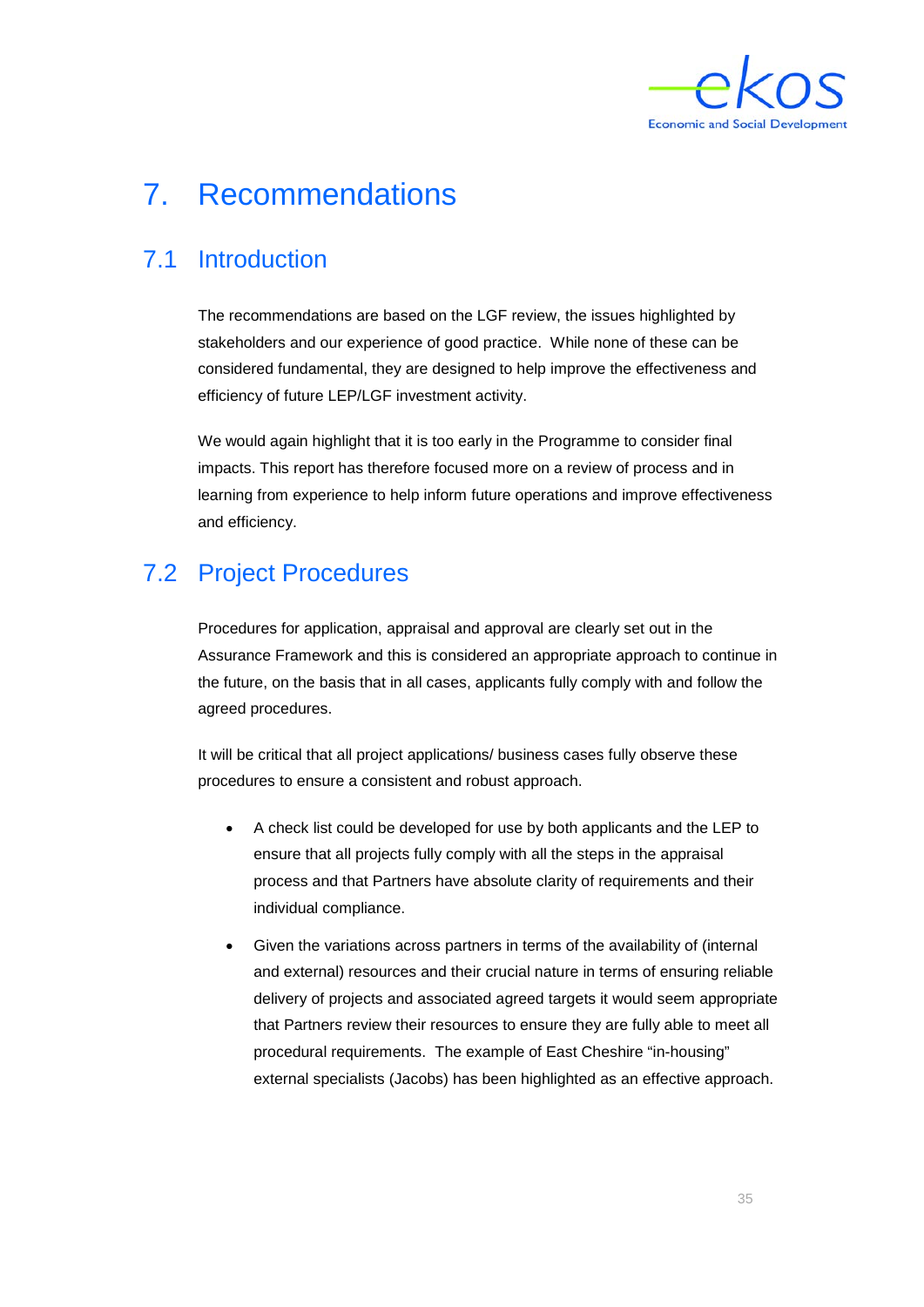# 7. Recommendations

## 7.1 Introduction

The recommendations are based on the LGF review, the issues highlighted by stakeholders and our experience of good practice. While none of these can be considered fundamental, they are designed to help improve the effectiveness and efficiency of future LEP/LGF investment activity.

We would again highlight that it is too early in the Programme to consider final impacts. This report has therefore focused more on a review of process and in learning from experience to help inform future operations and improve effectiveness and efficiency.

## 7.2 Project Procedures

Procedures for application, appraisal and approval are clearly set out in the Assurance Framework and this is considered an appropriate approach to continue in the future, on the basis that in all cases, applicants fully comply with and follow the agreed procedures.

It will be critical that all project applications/ business cases fully observe these procedures to ensure a consistent and robust approach.

- A check list could be developed for use by both applicants and the LEP to ensure that all projects fully comply with all the steps in the appraisal process and that Partners have absolute clarity of requirements and their individual compliance.
- Given the variations across partners in terms of the availability of (internal and external) resources and their crucial nature in terms of ensuring reliable delivery of projects and associated agreed targets it would seem appropriate that Partners review their resources to ensure they are fully able to meet all procedural requirements. The example of East Cheshire "in-housing" external specialists (Jacobs) has been highlighted as an effective approach.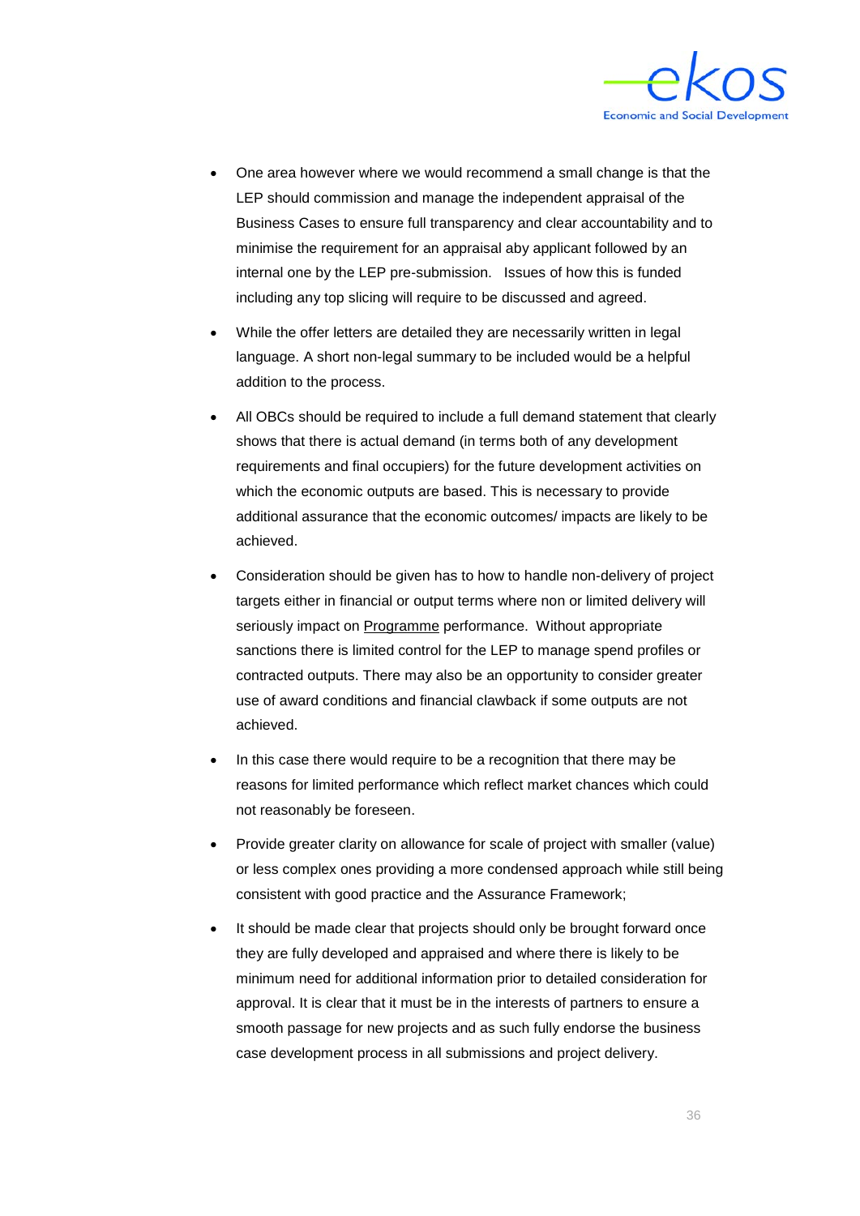- One area however where we would recommend a small change is that the LEP should commission and manage the independent appraisal of the Business Cases to ensure full transparency and clear accountability and to minimise the requirement for an appraisal aby applicant followed by an internal one by the LEP pre-submission. Issues of how this is funded including any top slicing will require to be discussed and agreed.
- While the offer letters are detailed they are necessarily written in legal language. A short non-legal summary to be included would be a helpful addition to the process.
- All OBCs should be required to include a full demand statement that clearly shows that there is actual demand (in terms both of any development requirements and final occupiers) for the future development activities on which the economic outputs are based. This is necessary to provide additional assurance that the economic outcomes/ impacts are likely to be achieved.
- Consideration should be given has to how to handle non-delivery of project targets either in financial or output terms where non or limited delivery will seriously impact on Programme performance. Without appropriate sanctions there is limited control for the LEP to manage spend profiles or contracted outputs. There may also be an opportunity to consider greater use of award conditions and financial clawback if some outputs are not achieved.
- In this case there would require to be a recognition that there may be reasons for limited performance which reflect market chances which could not reasonably be foreseen.
- Provide greater clarity on allowance for scale of project with smaller (value) or less complex ones providing a more condensed approach while still being consistent with good practice and the Assurance Framework;
- It should be made clear that projects should only be brought forward once they are fully developed and appraised and where there is likely to be minimum need for additional information prior to detailed consideration for approval. It is clear that it must be in the interests of partners to ensure a smooth passage for new projects and as such fully endorse the business case development process in all submissions and project delivery.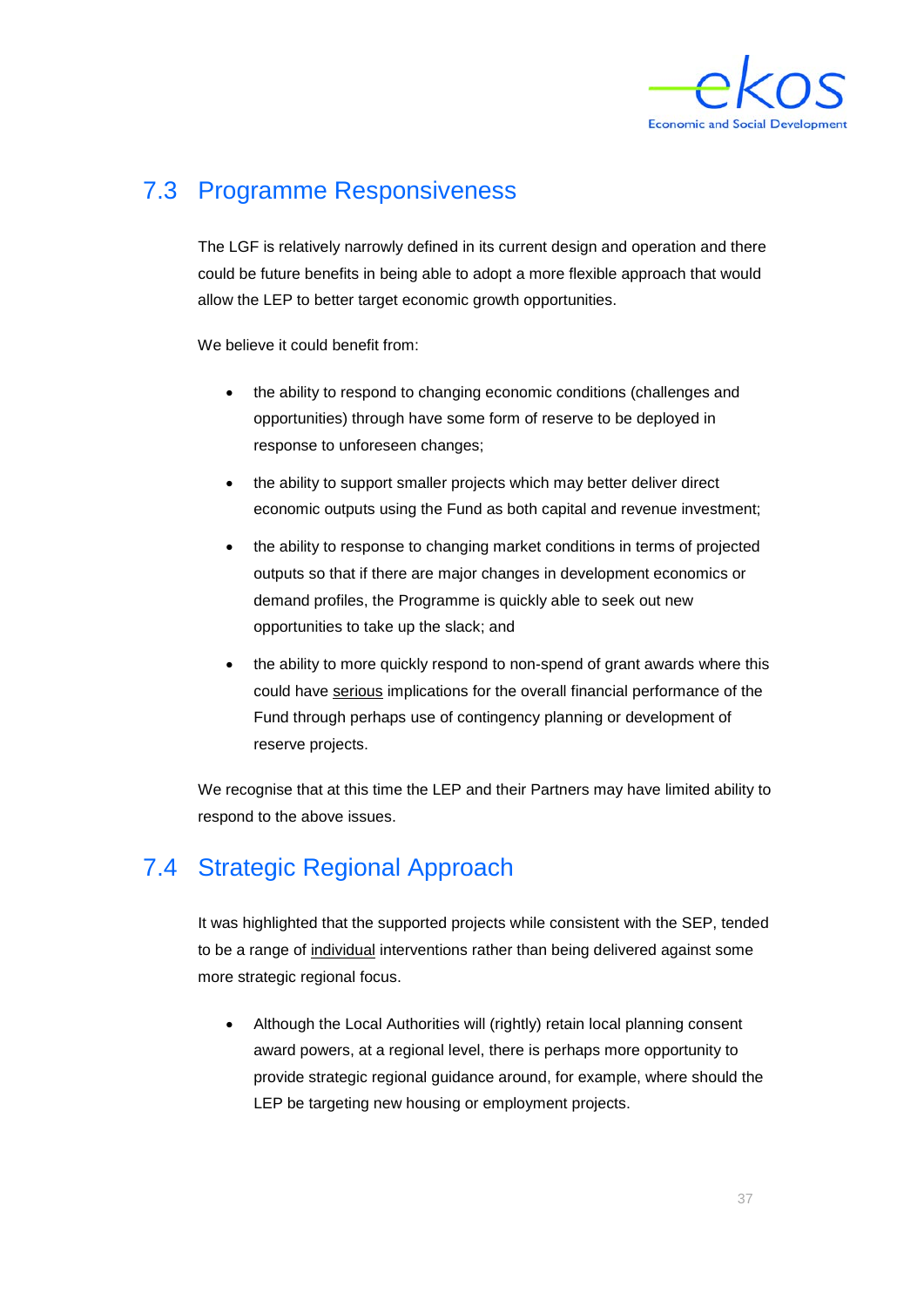## 7.3 Programme Responsiveness

The LGF is relatively narrowly defined in its current design and operation and there could be future benefits in being able to adopt a more flexible approach that would allow the LEP to better target economic growth opportunities.

We believe it could benefit from:

- the ability to respond to changing economic conditions (challenges and opportunities) through have some form of reserve to be deployed in response to unforeseen changes;
- the ability to support smaller projects which may better deliver direct economic outputs using the Fund as both capital and revenue investment;
- the ability to response to changing market conditions in terms of projected outputs so that if there are major changes in development economics or demand profiles, the Programme is quickly able to seek out new opportunities to take up the slack; and
- the ability to more quickly respond to non-spend of grant awards where this could have serious implications for the overall financial performance of the Fund through perhaps use of contingency planning or development of reserve projects.

We recognise that at this time the LEP and their Partners may have limited ability to respond to the above issues.

## 7.4 Strategic Regional Approach

It was highlighted that the supported projects while consistent with the SEP, tended to be a range of individual interventions rather than being delivered against some more strategic regional focus.

- Although the Local Authorities will (rightly) retain local planning consent award powers, at a regional level, there is perhaps more opportunity to provide strategic regional guidance around, for example, where should the LEP be targeting new housing or employment projects.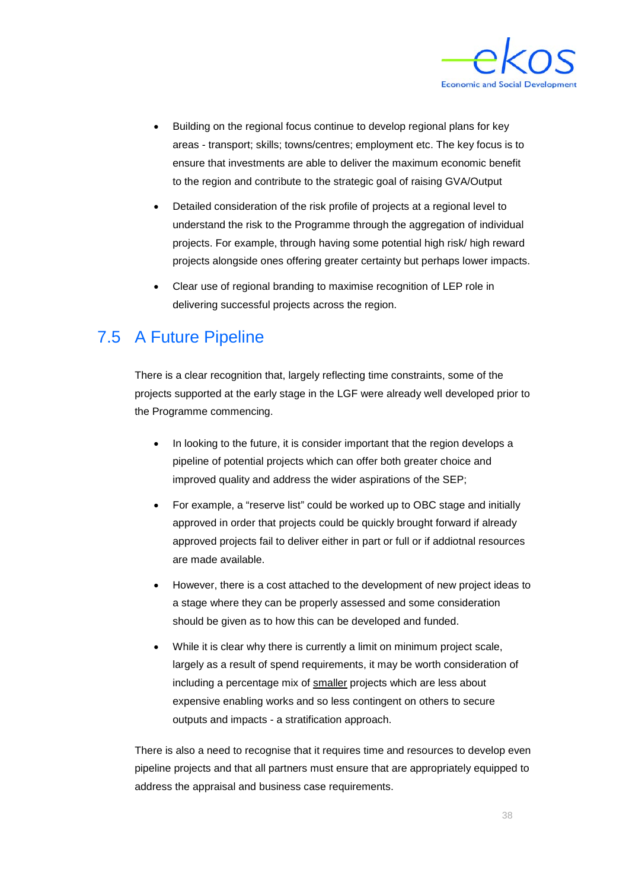- Building on the regional focus continue to develop regional plans for key areas - transport; skills; towns/centres; employment etc. The key focus is to ensure that investments are able to deliver the maximum economic benefit to the region and contribute to the strategic goal of raising GVA/Output
- Detailed consideration of the risk profile of projects at a regional level to understand the risk to the Programme through the aggregation of individual projects. For example, through having some potential high risk/ high reward projects alongside ones offering greater certainty but perhaps lower impacts.
- Clear use of regional branding to maximise recognition of LEP role in delivering successful projects across the region.

## 7.5 A Future Pipeline

There is a clear recognition that, largely reflecting time constraints, some of the projects supported at the early stage in the LGF were already well developed prior to the Programme commencing.

- In looking to the future, it is consider important that the region develops a pipeline of potential projects which can offer both greater choice and improved quality and address the wider aspirations of the SEP;
- For example, a "reserve list" could be worked up to OBC stage and initially approved in order that projects could be quickly brought forward if already approved projects fail to deliver either in part or full or if addiotnal resources are made available.
- However, there is a cost attached to the development of new project ideas to a stage where they can be properly assessed and some consideration should be given as to how this can be developed and funded.
- While it is clear why there is currently a limit on minimum project scale, largely as a result of spend requirements, it may be worth consideration of including a percentage mix of <u>smaller</u> projects which are less about expensive enabling works and so less contingent on others to secure outputs and impacts - a stratification approach.

There is also a need to recognise that it requires time and resources to develop even pipeline projects and that all partners must ensure that are appropriately equipped to address the appraisal and business case requirements.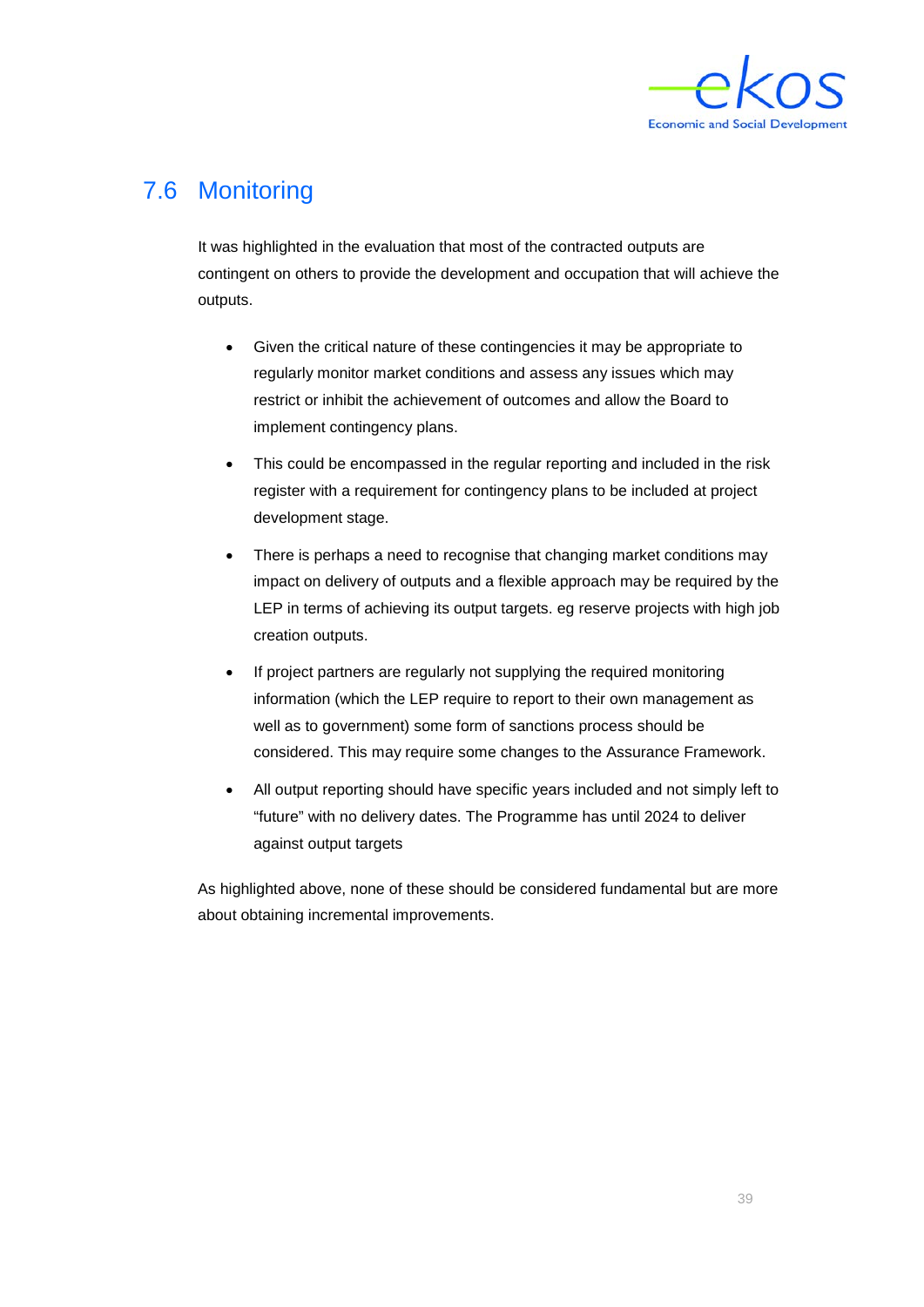## 7.6 Monitoring

It was highlighted in the evaluation that most of the contracted outputs are contingent on others to provide the development and occupation that will achieve the outputs.

- Given the critical nature of these contingencies it may be appropriate to regularly monitor market conditions and assess any issues which may restrict or inhibit the achievement of outcomes and allow the Board to implement contingency plans.
- This could be encompassed in the regular reporting and included in the risk register with a requirement for contingency plans to be included at project development stage.
- There is perhaps a need to recognise that changing market conditions may impact on delivery of outputs and a flexible approach may be required by the LEP in terms of achieving its output targets. eg reserve projects with high job creation outputs.
- If project partners are regularly not supplying the required monitoring information (which the LEP require to report to their own management as well as to government) some form of sanctions process should be considered. This may require some changes to the Assurance Framework.
- All output reporting should have specific years included and not simply left to "future" with no delivery dates. The Programme has until 2024 to deliver against output targets

As highlighted above, none of these should be considered fundamental but are more about obtaining incremental improvements.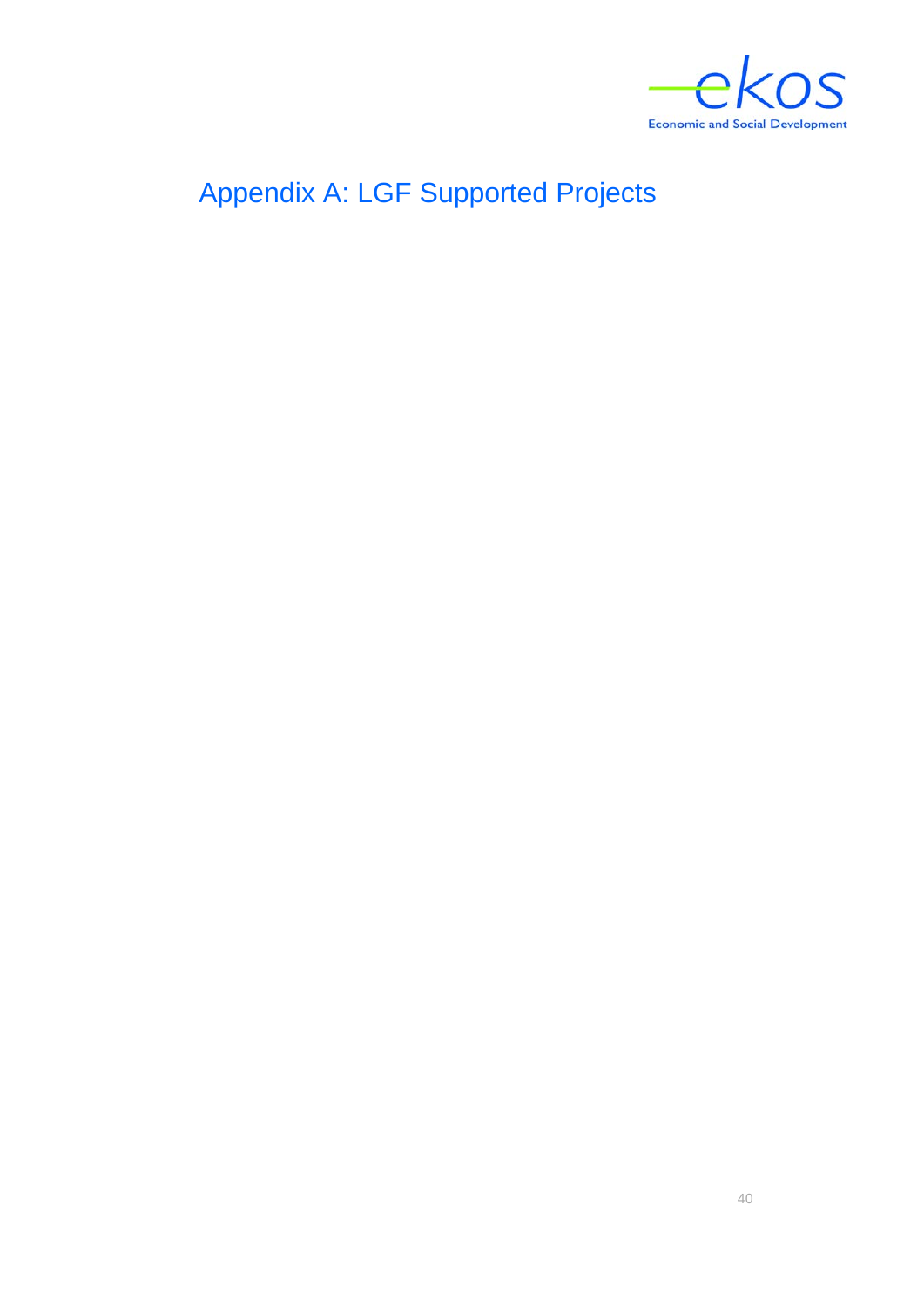# Appendix A: LGF Supported Projects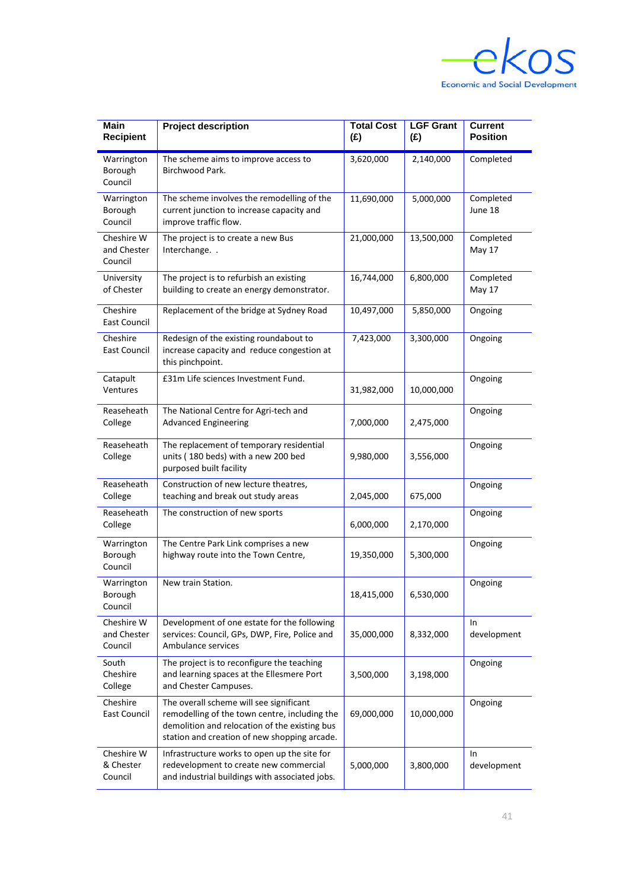| Main Recipient | Project description | Total Cost (£) | LGF Grant (£) | Current Position |
|---|---|---|---|---|
| Warrington Borough Council | The scheme aims to improve access to Birchwood Park. | 3,620,000 | 2,140,000 | Completed |
| Warrington Borough Council | The scheme involves the remodelling of the current junction to increase capacity and improve traffic flow. | 11,690,000 | 5,000,000 | Completed June 18 |
| Cheshire W and Chester Council | The project is to create a new Bus Interchange. . | 21,000,000 | 13,500,000 | Completed May 17 |
| University of Chester | The project is to refurbish an existing building to create an energy demonstrator. | 16,744,000 | 6,800,000 | Completed May 17 |
| Cheshire East Council | Replacement of the bridge at Sydney Road | 10,497,000 | 5,850,000 | Ongoing |
| Cheshire East Council | Redesign of the existing roundabout to increase capacity and reduce congestion at this pinchpoint. | 7,423,000 | 3,300,000 | Ongoing |
| Catapult Ventures | £31m Life sciences Investment Fund. | 31,982,000 | 10,000,000 | Ongoing |
| Reaseheath College | The National Centre for Agri-tech and Advanced Engineering | 7,000,000 | 2,475,000 | Ongoing |
| Reaseheath College | The replacement of temporary residential units ( 180 beds) with a new 200 bed purposed built facility | 9,980,000 | 3,556,000 | Ongoing |
| Reaseheath College | Construction of new lecture theatres, teaching and break out study areas | 2,045,000 | 675,000 | Ongoing |
| Reaseheath College | The construction of new sports | 6,000,000 | 2,170,000 | Ongoing |
| Warrington Borough Council | The Centre Park Link comprises a new highway route into the Town Centre, | 19,350,000 | 5,300,000 | Ongoing |
| Warrington Borough Council | New train Station. | 18,415,000 | 6,530,000 | Ongoing |
| Cheshire W and Chester Council | Development of one estate for the following services: Council, GPs, DWP, Fire, Police and Ambulance services | 35,000,000 | 8,332,000 | In development |
| South Cheshire College | The project is to reconfigure the teaching and learning spaces at the Ellesmere Port and Chester Campuses. | 3,500,000 | 3,198,000 | Ongoing |
| Cheshire East Council | The overall scheme will see significant remodelling of the town centre, including the demolition and relocation of the existing bus station and creation of new shopping arcade. | 69,000,000 | 10,000,000 | Ongoing |
| Cheshire W & Chester Council | Infrastructure works to open up the site for redevelopment to create new commercial and industrial buildings with associated jobs. | 5,000,000 | 3,800,000 | In development |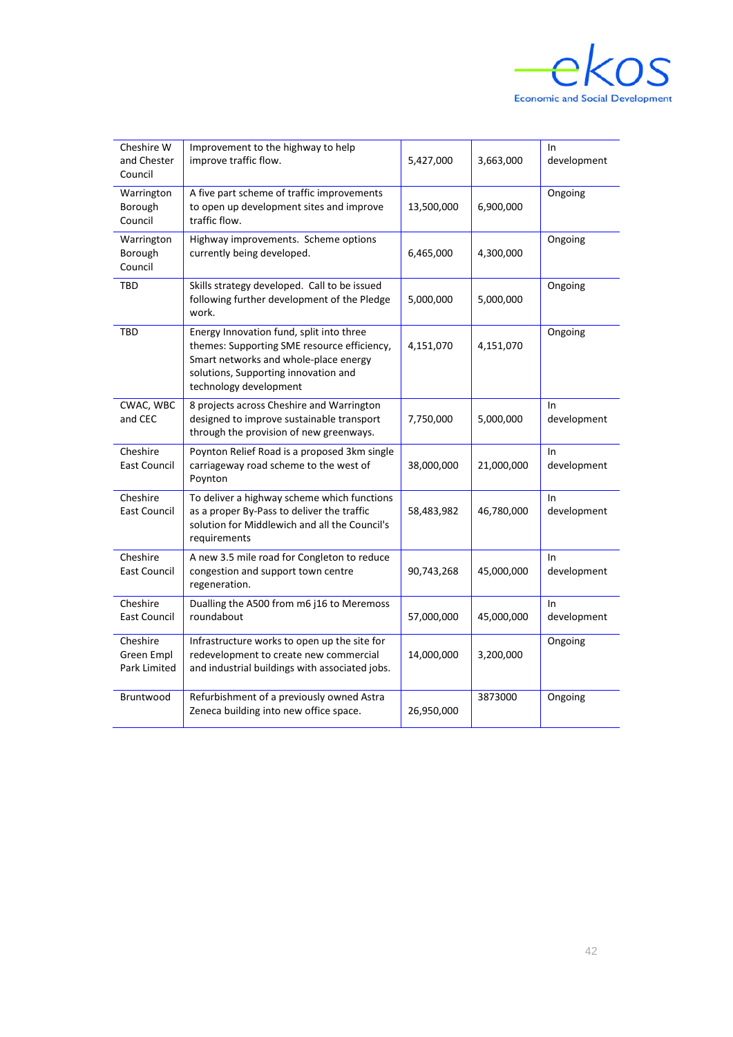| | | | | |
|---|---|---|---|---|
| Cheshire W and Chester Council | Improvement to the highway to help improve traffic flow. | 5,427,000 | 3,663,000 | In development |
| Warrington Borough Council | A five part scheme of traffic improvements to open up development sites and improve traffic flow. | 13,500,000 | 6,900,000 | Ongoing |
| Warrington Borough Council | Highway improvements. Scheme options currently being developed. | 6,465,000 | 4,300,000 | Ongoing |
| TBD | Skills strategy developed. Call to be issued following further development of the Pledge work. | 5,000,000 | 5,000,000 | Ongoing |
| TBD | Energy Innovation fund, split into three themes: Supporting SME resource efficiency, Smart networks and whole-place energy solutions, Supporting innovation and technology development | 4,151,070 | 4,151,070 | Ongoing |
| CWAC, WBC and CEC | 8 projects across Cheshire and Warrington designed to improve sustainable transport through the provision of new greenways. | 7,750,000 | 5,000,000 | In development |
| Cheshire East Council | Poynton Relief Road is a proposed 3km single carriageway road scheme to the west of Poynton | 38,000,000 | 21,000,000 | In development |
| Cheshire East Council | To deliver a highway scheme which functions as a proper By-Pass to deliver the traffic solution for Middlewich and all the Council's requirements | 58,483,982 | 46,780,000 | In development |
| Cheshire East Council | A new 3.5 mile road for Congleton to reduce congestion and support town centre regeneration. | 90,743,268 | 45,000,000 | In development |
| Cheshire East Council | Dualling the A500 from m6 j16 to Meremoss roundabout | 57,000,000 | 45,000,000 | In development |
| Cheshire Green Empl Park Limited | Infrastructure works to open up the site for redevelopment to create new commercial and industrial buildings with associated jobs. | 14,000,000 | 3,200,000 | Ongoing |
| Bruntwood | Refurbishment of a previously owned Astra Zeneca building into new office space. | 26,950,000 | 3873000 | Ongoing |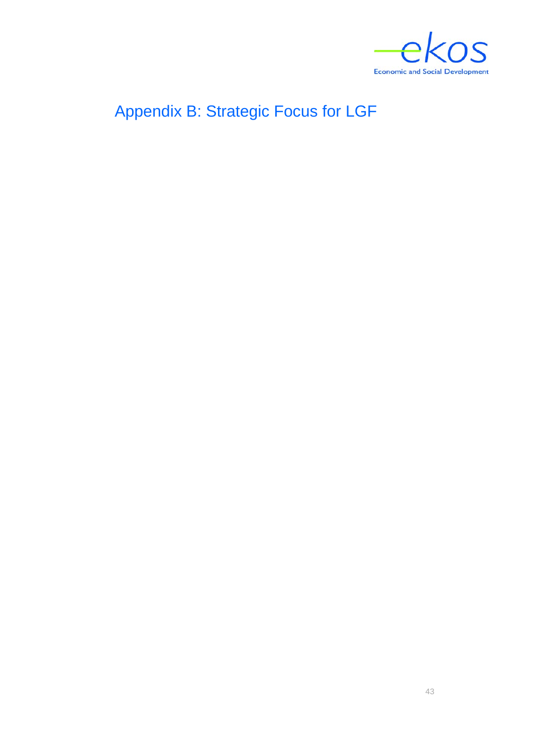# Appendix B: Strategic Focus for LGF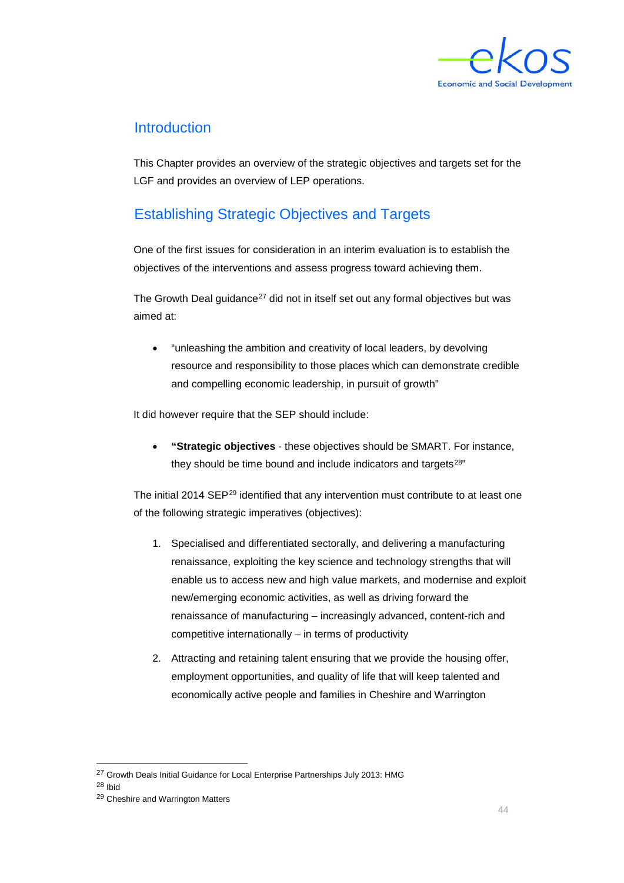## Introduction

This Chapter provides an overview of the strategic objectives and targets set for the LGF and provides an overview of LEP operations.

## Establishing Strategic Objectives and Targets

One of the first issues for consideration in an interim evaluation is to establish the objectives of the interventions and assess progress toward achieving them.

The Growth Deal guidance[27] did not in itself set out any formal objectives but was aimed at:

- "unleashing the ambition and creativity of local leaders, by devolving resource and responsibility to those places which can demonstrate credible and compelling economic leadership, in pursuit of growth"

It did however require that the SEP should include:

- **"Strategic objectives** - these objectives should be SMART. For instance, they should be time bound and include indicators and targets[28]"

The initial 2014 SEP[29] identified that any intervention must contribute to at least one of the following strategic imperatives (objectives):

1. Specialised and differentiated sectorally, and delivering a manufacturing renaissance, exploiting the key science and technology strengths that will enable us to access new and high value markets, and modernise and exploit new/emerging economic activities, as well as driving forward the renaissance of manufacturing – increasingly advanced, content-rich and competitive internationally – in terms of productivity
2. Attracting and retaining talent ensuring that we provide the housing offer, employment opportunities, and quality of life that will keep talented and economically active people and families in Cheshire and Warrington

---

[27] Growth Deals Initial Guidance for Local Enterprise Partnerships July 2013: HMG

[28] Ibid

[29] Cheshire and Warrington Matters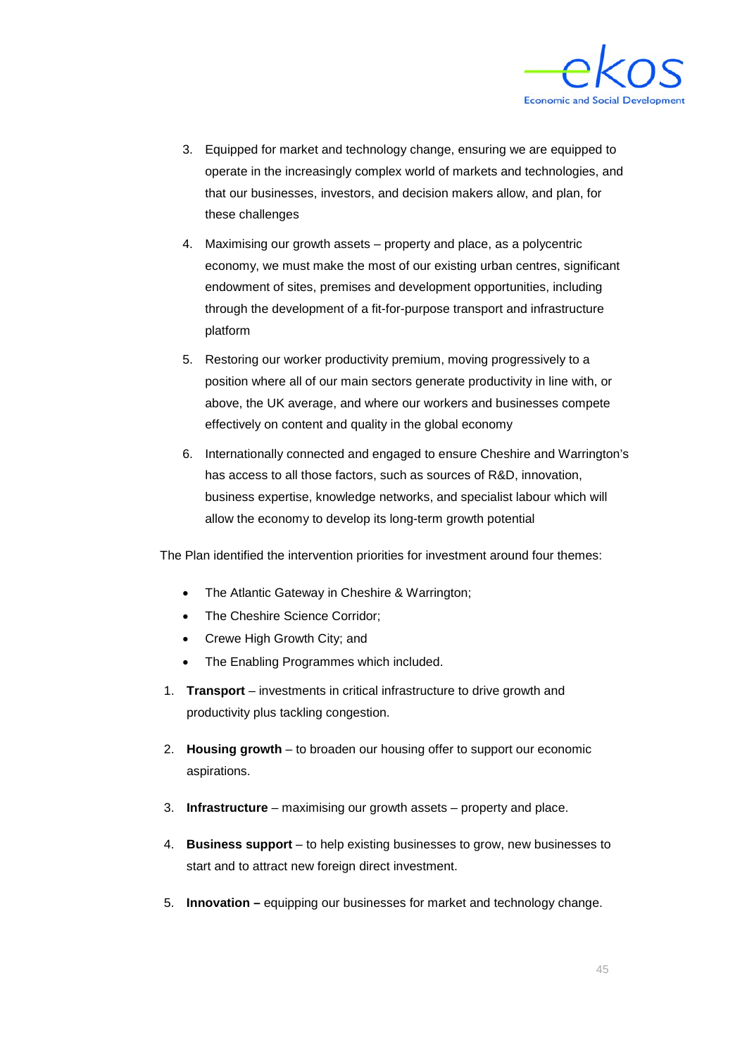3. Equipped for market and technology change, ensuring we are equipped to operate in the increasingly complex world of markets and technologies, and that our businesses, investors, and decision makers allow, and plan, for these challenges
4. Maximising our growth assets – property and place, as a polycentric economy, we must make the most of our existing urban centres, significant endowment of sites, premises and development opportunities, including through the development of a fit-for-purpose transport and infrastructure platform
5. Restoring our worker productivity premium, moving progressively to a position where all of our main sectors generate productivity in line with, or above, the UK average, and where our workers and businesses compete effectively on content and quality in the global economy
6. Internationally connected and engaged to ensure Cheshire and Warrington's has access to all those factors, such as sources of R&D, innovation, business expertise, knowledge networks, and specialist labour which will allow the economy to develop its long-term growth potential

The Plan identified the intervention priorities for investment around four themes:

- The Atlantic Gateway in Cheshire & Warrington;
- The Cheshire Science Corridor;
- Crewe High Growth City; and
- The Enabling Programmes which included.

1. **Transport** – investments in critical infrastructure to drive growth and productivity plus tackling congestion.
2. **Housing growth** – to broaden our housing offer to support our economic aspirations.
3. **Infrastructure** – maximising our growth assets – property and place.
4. **Business support** – to help existing businesses to grow, new businesses to start and to attract new foreign direct investment.
5. **Innovation –** equipping our businesses for market and technology change.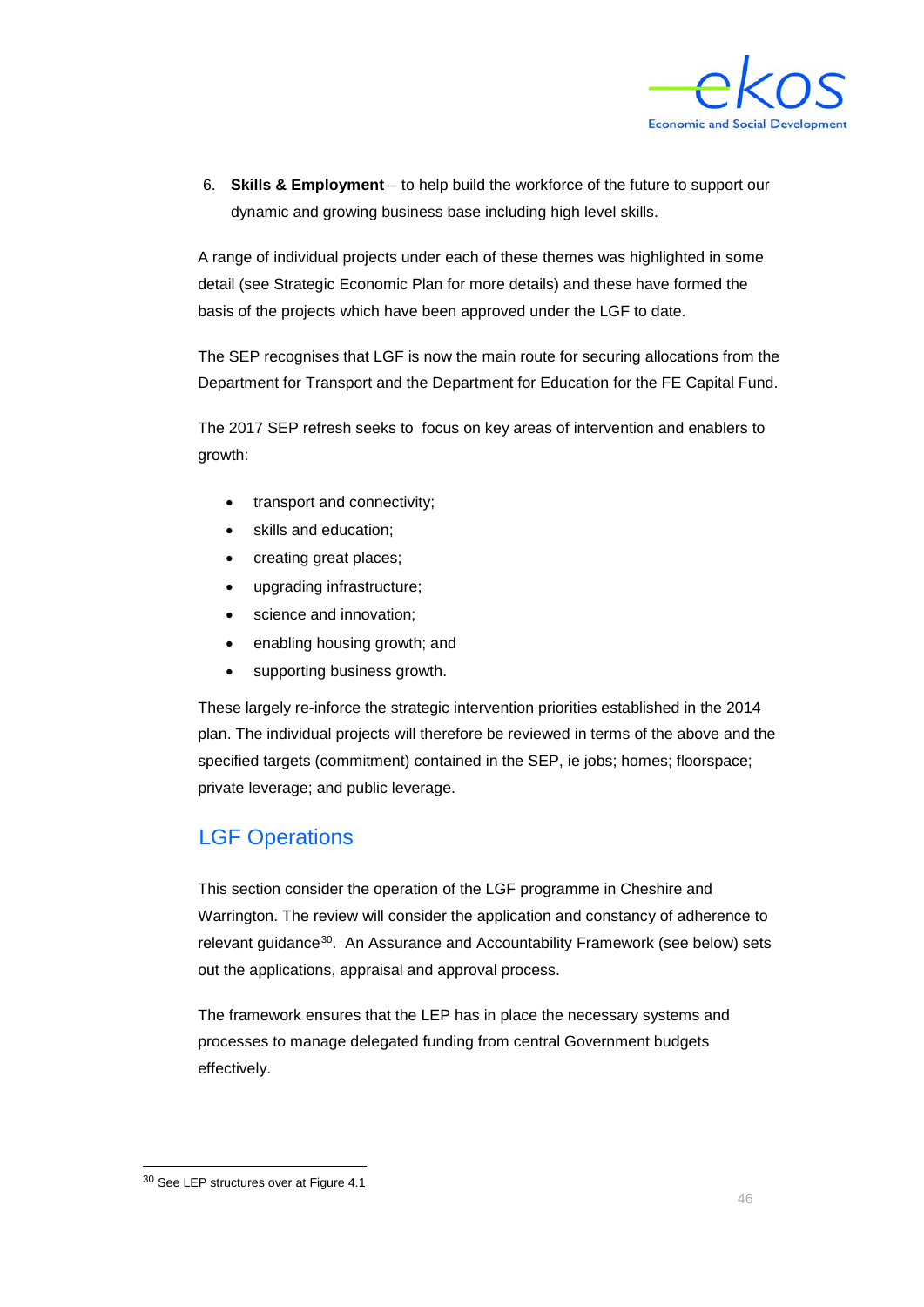6. **Skills & Employment** – to help build the workforce of the future to support our dynamic and growing business base including high level skills.

A range of individual projects under each of these themes was highlighted in some detail (see Strategic Economic Plan for more details) and these have formed the basis of the projects which have been approved under the LGF to date.

The SEP recognises that LGF is now the main route for securing allocations from the Department for Transport and the Department for Education for the FE Capital Fund.

The 2017 SEP refresh seeks to focus on key areas of intervention and enablers to growth:

- transport and connectivity;
- skills and education;
- creating great places;
- upgrading infrastructure;
- science and innovation;
- enabling housing growth; and
- supporting business growth.

These largely re-inforce the strategic intervention priorities established in the 2014 plan. The individual projects will therefore be reviewed in terms of the above and the specified targets (commitment) contained in the SEP, ie jobs; homes; floorspace; private leverage; and public leverage.

## LGF Operations

This section consider the operation of the LGF programme in Cheshire and Warrington. The review will consider the application and constancy of adherence to relevant guidance[30]. An Assurance and Accountability Framework (see below) sets out the applications, appraisal and approval process.

The framework ensures that the LEP has in place the necessary systems and processes to manage delegated funding from central Government budgets effectively.

[30] See LEP structures over at Figure 4.1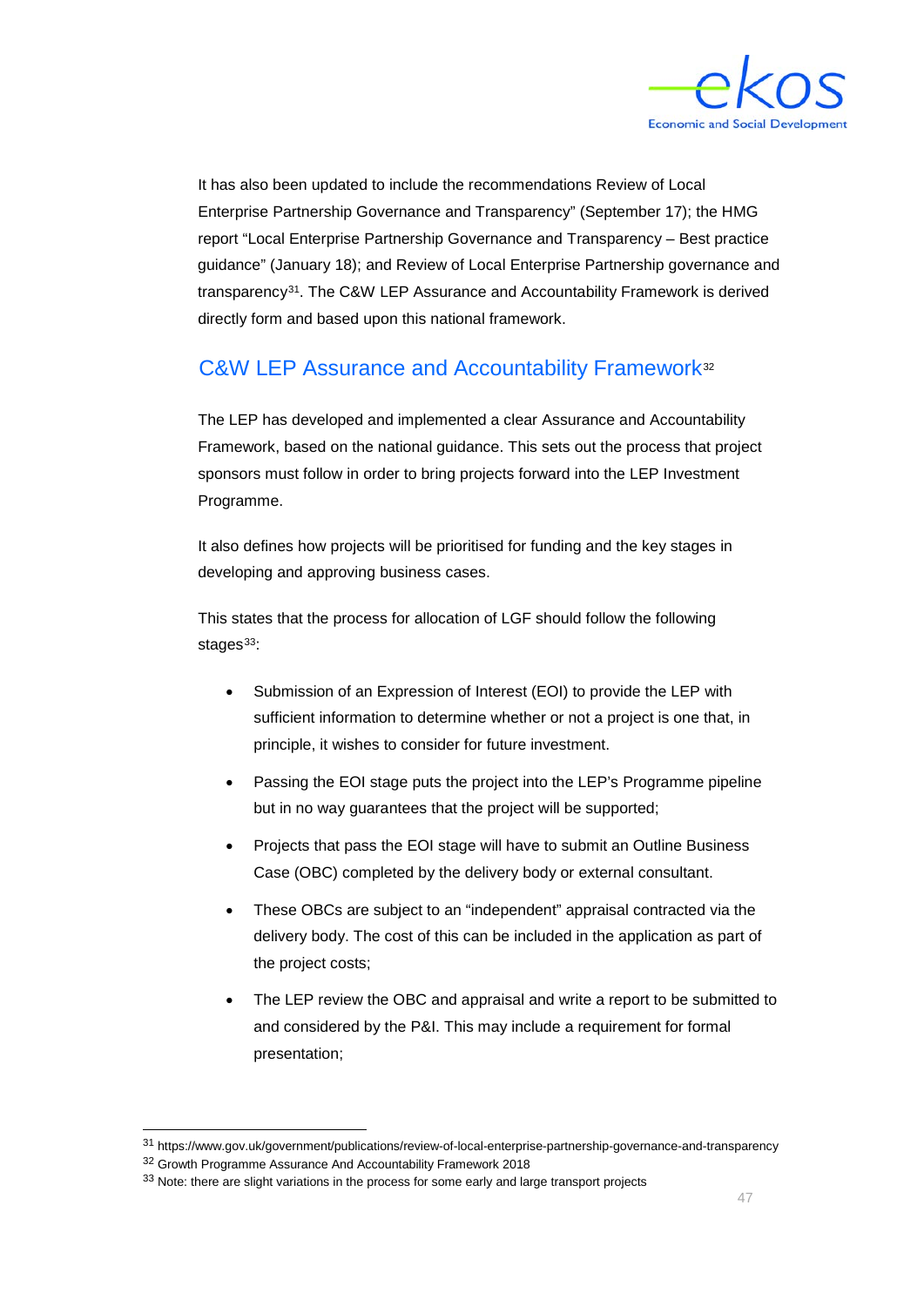It has also been updated to include the recommendations Review of Local Enterprise Partnership Governance and Transparency" (September 17); the HMG report "Local Enterprise Partnership Governance and Transparency – Best practice guidance" (January 18); and Review of Local Enterprise Partnership governance and transparency[31]. The C&W LEP Assurance and Accountability Framework is derived directly form and based upon this national framework.

## C&W LEP Assurance and Accountability Framework[32]

The LEP has developed and implemented a clear Assurance and Accountability Framework, based on the national guidance. This sets out the process that project sponsors must follow in order to bring projects forward into the LEP Investment Programme.

It also defines how projects will be prioritised for funding and the key stages in developing and approving business cases.

This states that the process for allocation of LGF should follow the following stages[33]:

- Submission of an Expression of Interest (EOI) to provide the LEP with sufficient information to determine whether or not a project is one that, in principle, it wishes to consider for future investment.
- Passing the EOI stage puts the project into the LEP's Programme pipeline but in no way guarantees that the project will be supported;
- Projects that pass the EOI stage will have to submit an Outline Business Case (OBC) completed by the delivery body or external consultant.
- These OBCs are subject to an "independent" appraisal contracted via the delivery body. The cost of this can be included in the application as part of the project costs;
- The LEP review the OBC and appraisal and write a report to be submitted to and considered by the P&I. This may include a requirement for formal presentation;

[31] https://www.gov.uk/government/publications/review-of-local-enterprise-partnership-governance-and-transparency

[32] Growth Programme Assurance And Accountability Framework 2018

[33] Note: there are slight variations in the process for some early and large transport projects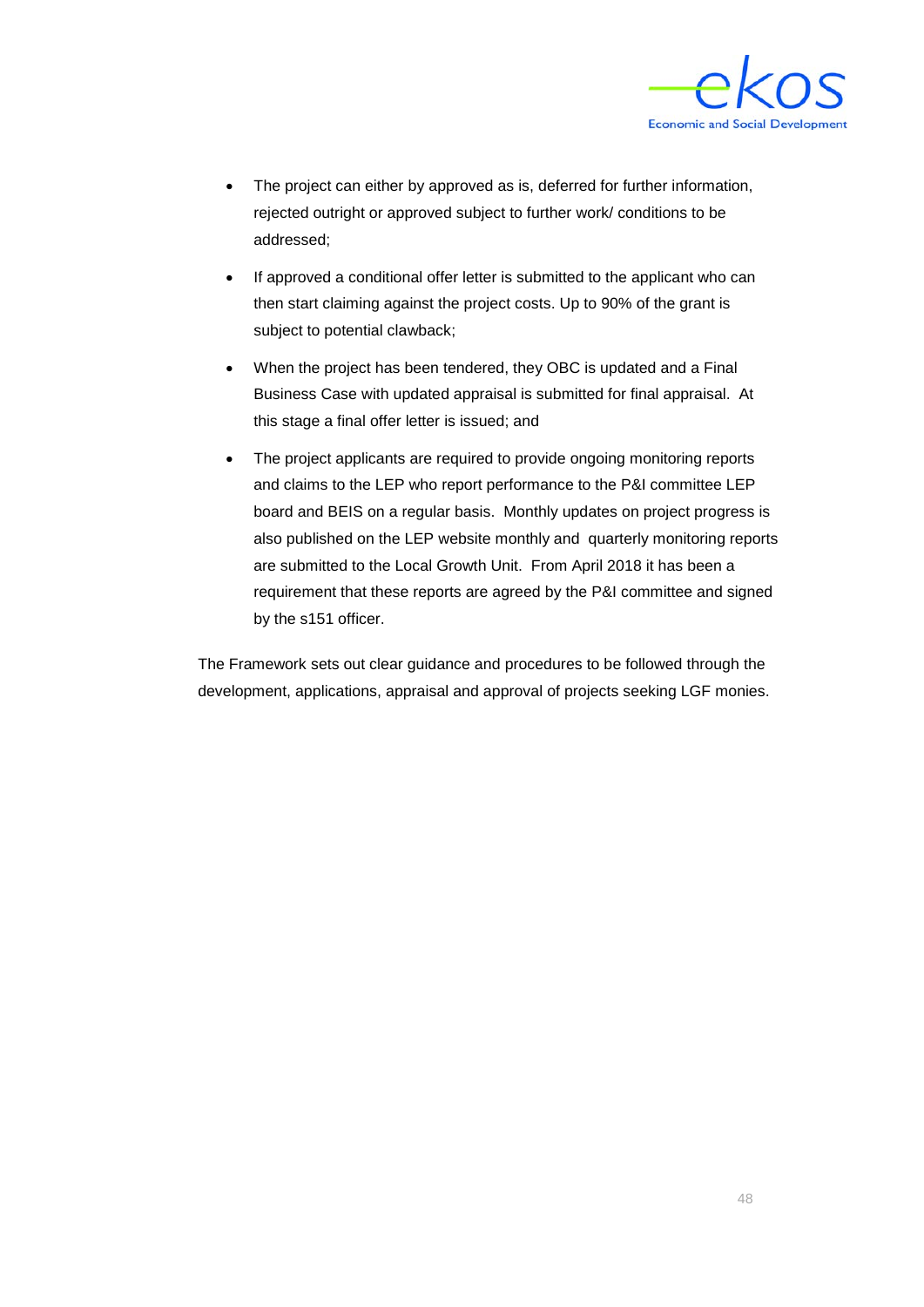- The project can either by approved as is, deferred for further information, rejected outright or approved subject to further work/ conditions to be addressed;
- If approved a conditional offer letter is submitted to the applicant who can then start claiming against the project costs. Up to 90% of the grant is subject to potential clawback;
- When the project has been tendered, they OBC is updated and a Final Business Case with updated appraisal is submitted for final appraisal. At this stage a final offer letter is issued; and
- The project applicants are required to provide ongoing monitoring reports and claims to the LEP who report performance to the P&I committee LEP board and BEIS on a regular basis. Monthly updates on project progress is also published on the LEP website monthly and quarterly monitoring reports are submitted to the Local Growth Unit. From April 2018 it has been a requirement that these reports are agreed by the P&I committee and signed by the s151 officer.

The Framework sets out clear guidance and procedures to be followed through the development, applications, appraisal and approval of projects seeking LGF monies.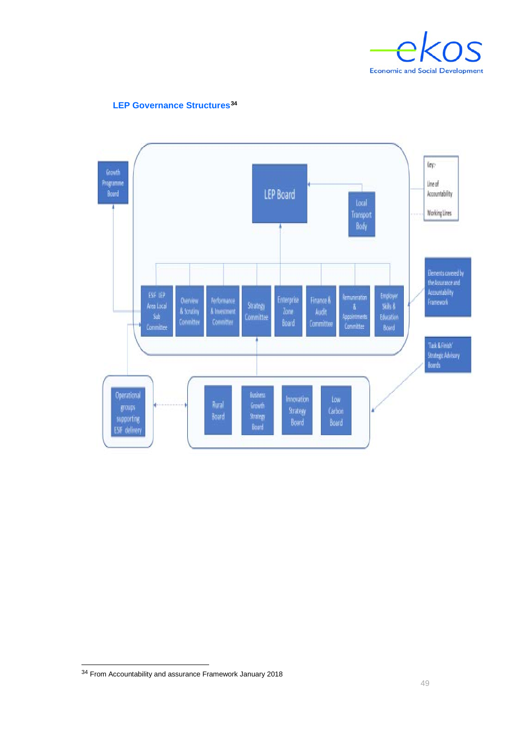### LEP Governance Structures[34]

[34] From Accountability and assurance Framework January 2018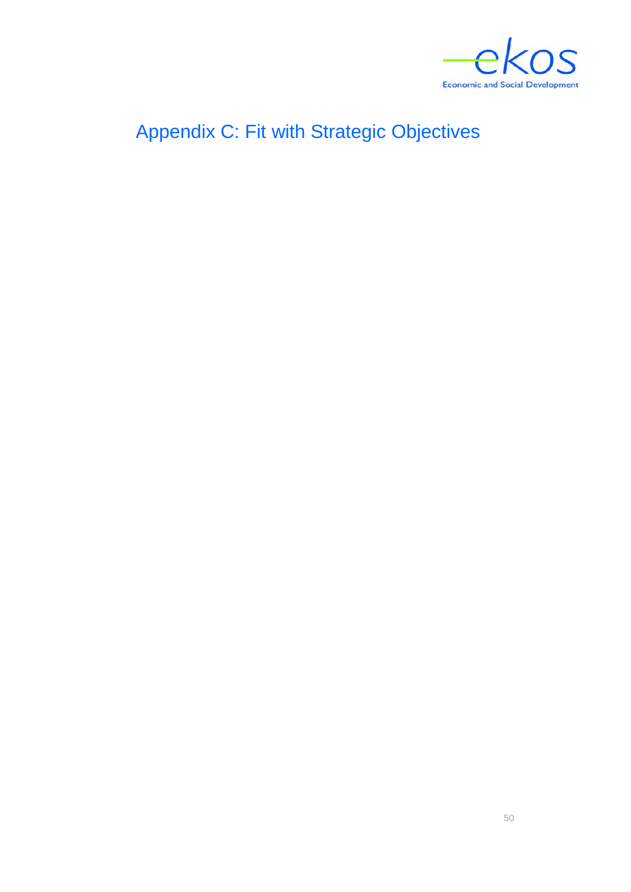# Appendix C: Fit with Strategic Objectives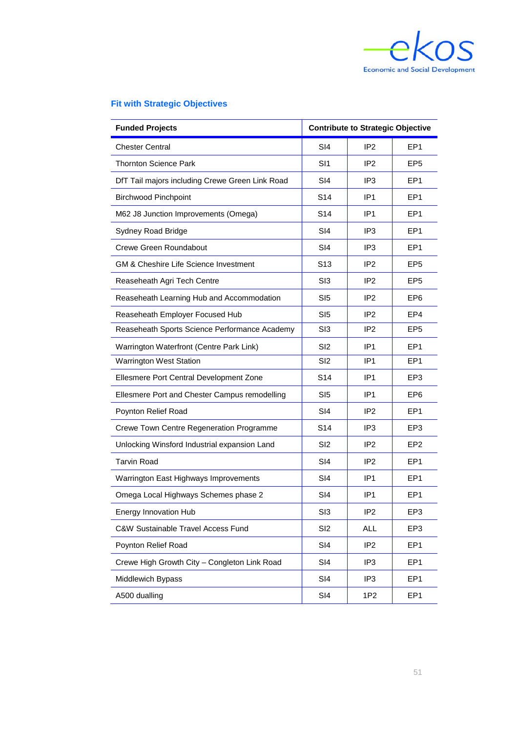## Fit with Strategic Objectives

| Funded Projects | Contribute to Strategic Objective | | |
|---|---|---|---|
| Chester Central | SI4 | IP2 | EP1 |
| Thornton Science Park | SI1 | IP2 | EP5 |
| DfT Tail majors including Crewe Green Link Road | SI4 | IP3 | EP1 |
| Birchwood Pinchpoint | S14 | IP1 | EP1 |
| M62 J8 Junction Improvements (Omega) | S14 | IP1 | EP1 |
| Sydney Road Bridge | SI4 | IP3 | EP1 |
| Crewe Green Roundabout | SI4 | IP3 | EP1 |
| GM & Cheshire Life Science Investment | S13 | IP2 | EP5 |
| Reaseheath Agri Tech Centre | SI3 | IP2 | EP5 |
| Reaseheath Learning Hub and Accommodation | SI5 | IP2 | EP6 |
| Reaseheath Employer Focused Hub | SI5 | IP2 | EP4 |
| Reaseheath Sports Science Performance Academy | SI3 | IP2 | EP5 |
| Warrington Waterfront (Centre Park Link) | SI2 | IP1 | EP1 |
| Warrington West Station | SI2 | IP1 | EP1 |
| Ellesmere Port Central Development Zone | S14 | IP1 | EP3 |
| Ellesmere Port and Chester Campus remodelling | SI5 | IP1 | EP6 |
| Poynton Relief Road | SI4 | IP2 | EP1 |
| Crewe Town Centre Regeneration Programme | S14 | IP3 | EP3 |
| Unlocking Winsford Industrial expansion Land | SI2 | IP2 | EP2 |
| Tarvin Road | SI4 | IP2 | EP1 |
| Warrington East Highways Improvements | SI4 | IP1 | EP1 |
| Omega Local Highways Schemes phase 2 | SI4 | IP1 | EP1 |
| Energy Innovation Hub | SI3 | IP2 | EP3 |
| C&W Sustainable Travel Access Fund | SI2 | ALL | EP3 |
| Poynton Relief Road | SI4 | IP2 | EP1 |
| Crewe High Growth City – Congleton Link Road | SI4 | IP3 | EP1 |
| Middlewich Bypass | SI4 | IP3 | EP1 |
| A500 dualling | SI4 | 1P2 | EP1 |